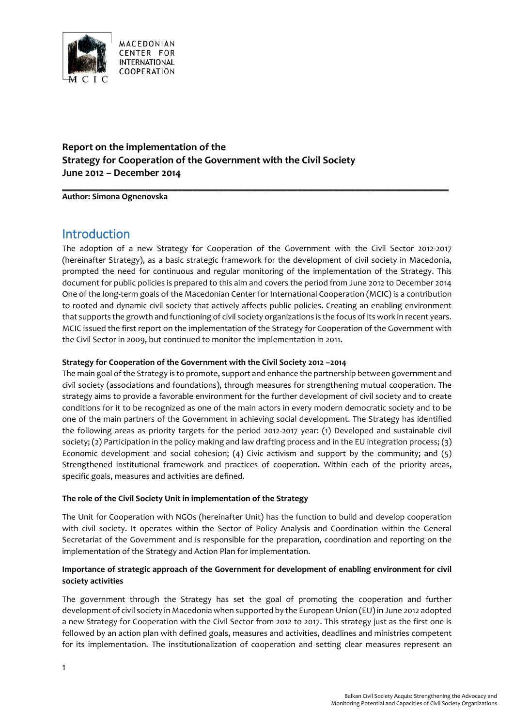MACEDONIAN CENTER FOR INTERNATIONAL COOPERATION

MCIC

**Report on the implementation of the**
**Strategy for Cooperation of the Government with the Civil Society**
**June 2012 – December 2014**

---

**Author: Simona Ognenovska**

## Introduction

The adoption of a new Strategy for Cooperation of the Government with the Civil Sector 2012-2017 (hereinafter Strategy), as a basic strategic framework for the development of civil society in Macedonia, prompted the need for continuous and regular monitoring of the implementation of the Strategy. This document for public policies is prepared to this aim and covers the period from June 2012 to December 2014 One of the long-term goals of the Macedonian Center for International Cooperation (MCIC) is a contribution to rooted and dynamic civil society that actively affects public policies. Creating an enabling environment that supports the growth and functioning of civil society organizations is the focus of its work in recent years. MCIC issued the first report on the implementation of the Strategy for Cooperation of the Government with the Civil Sector in 2009, but continued to monitor the implementation in 2011.

**Strategy for Cooperation of the Government with the Civil Society 2012 –2014**

The main goal of the Strategy is to promote, support and enhance the partnership between government and civil society (associations and foundations), through measures for strengthening mutual cooperation. The strategy aims to provide a favorable environment for the further development of civil society and to create conditions for it to be recognized as one of the main actors in every modern democratic society and to be one of the main partners of the Government in achieving social development. The Strategy has identified the following areas as priority targets for the period 2012-2017 year: (1) Developed and sustainable civil society; (2) Participation in the policy making and law drafting process and in the EU integration process; (3) Economic development and social cohesion; (4) Civic activism and support by the community; and (5) Strengthened institutional framework and practices of cooperation. Within each of the priority areas, specific goals, measures and activities are defined.

**The role of the Civil Society Unit in implementation of the Strategy**

The Unit for Cooperation with NGOs (hereinafter Unit) has the function to build and develop cooperation with civil society. It operates within the Sector of Policy Analysis and Coordination within the General Secretariat of the Government and is responsible for the preparation, coordination and reporting on the implementation of the Strategy and Action Plan for implementation.

**Importance of strategic approach of the Government for development of enabling environment for civil society activities**

The government through the Strategy has set the goal of promoting the cooperation and further development of civil society in Macedonia when supported by the European Union (EU) in June 2012 adopted a new Strategy for Cooperation with the Civil Sector from 2012 to 2017. This strategy just as the first one is followed by an action plan with defined goals, measures and activities, deadlines and ministries competent for its implementation. The institutionalization of cooperation and setting clear measures represent an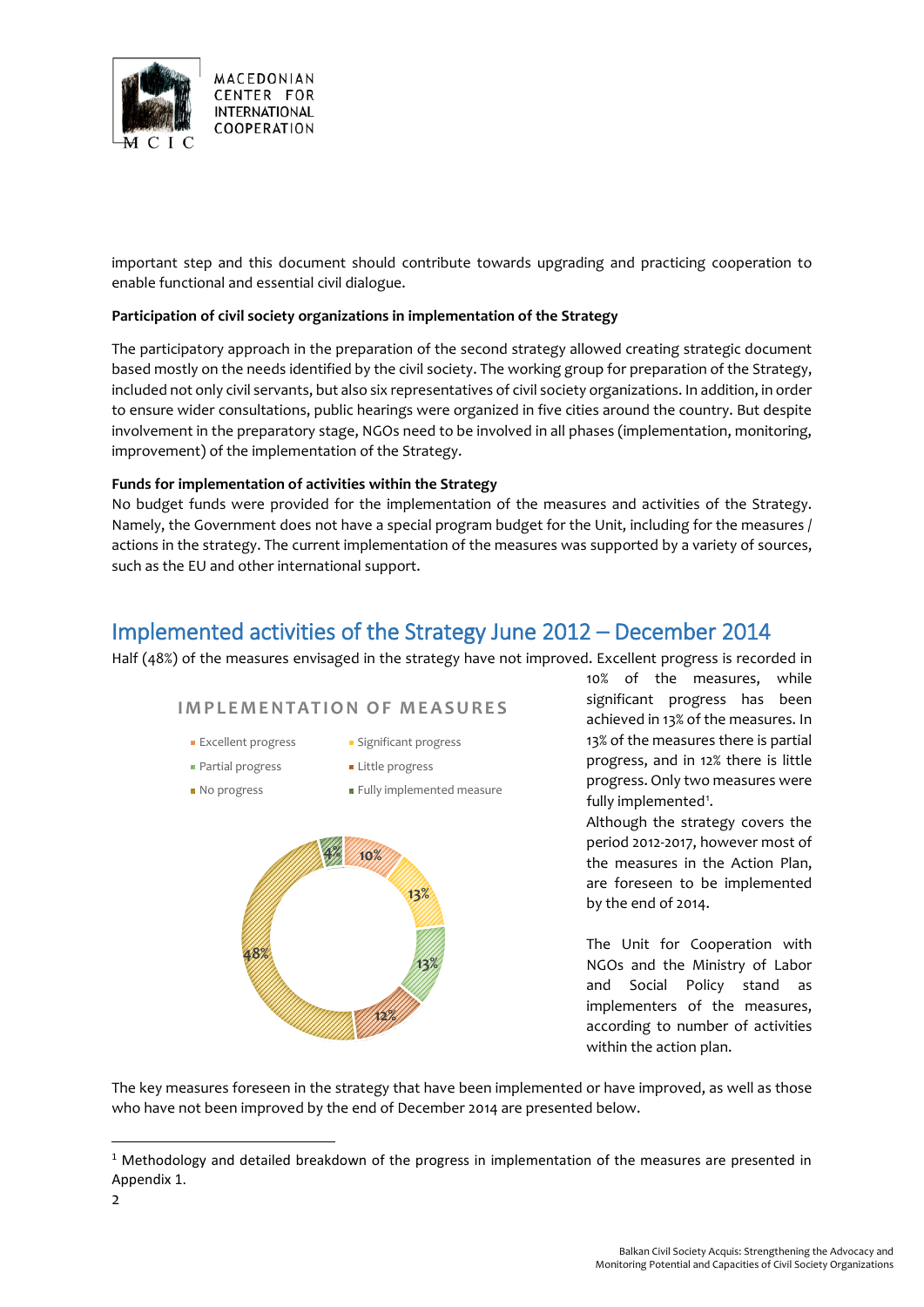important step and this document should contribute towards upgrading and practicing cooperation to enable functional and essential civil dialogue.

**Participation of civil society organizations in implementation of the Strategy**

The participatory approach in the preparation of the second strategy allowed creating strategic document based mostly on the needs identified by the civil society. The working group for preparation of the Strategy, included not only civil servants, but also six representatives of civil society organizations. In addition, in order to ensure wider consultations, public hearings were organized in five cities around the country. But despite involvement in the preparatory stage, NGOs need to be involved in all phases (implementation, monitoring, improvement) of the implementation of the Strategy.

**Funds for implementation of activities within the Strategy**

No budget funds were provided for the implementation of the measures and activities of the Strategy. Namely, the Government does not have a special program budget for the Unit, including for the measures / actions in the strategy. The current implementation of the measures was supported by a variety of sources, such as the EU and other international support.

## Implemented activities of the Strategy June 2012 – December 2014

Half (48%) of the measures envisaged in the strategy have not improved. Excellent progress is recorded in 10% of the measures, while significant progress has been achieved in 13% of the measures. In 13% of the measures there is partial progress, and in 12% there is little progress. Only two measures were fully implemented[1].

Although the strategy covers the period 2012-2017, however most of the measures in the Action Plan, are foreseen to be implemented by the end of 2014.

The Unit for Cooperation with NGOs and the Ministry of Labor and Social Policy stand as implementers of the measures, according to number of activities within the action plan.

**IMPLEMENTATION OF MEASURES**

| Category | Share |
|---|---|
| Excellent progress | 10% |
| Significant progress | 13% |
| Partial progress | 13% |
| Little progress | 12% |
| No progress | 48% |
| Fully implemented measure | 4% |

The key measures foreseen in the strategy that have been implemented or have improved, as well as those who have not been improved by the end of December 2014 are presented below.

[1] Methodology and detailed breakdown of the progress in implementation of the measures are presented in Appendix 1.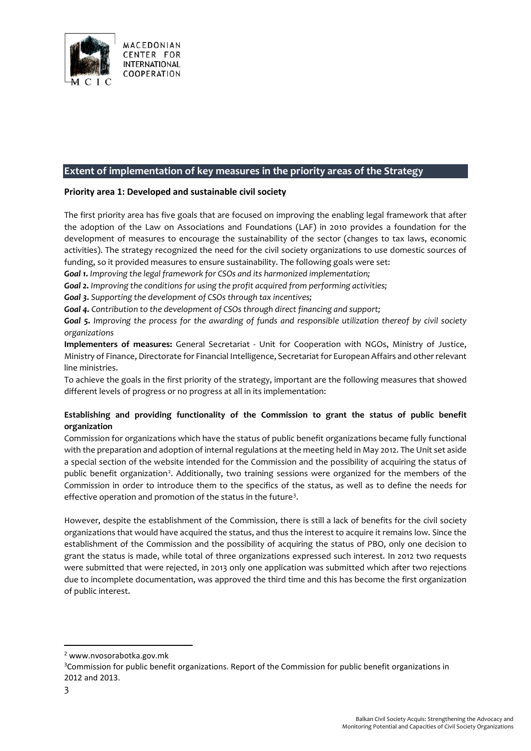## Extent of implementation of key measures in the priority areas of the Strategy

**Priority area 1: Developed and sustainable civil society**

The first priority area has five goals that are focused on improving the enabling legal framework that after the adoption of the Law on Associations and Foundations (LAF) in 2010 provides a foundation for the development of measures to encourage the sustainability of the sector (changes to tax laws, economic activities). The strategy recognized the need for the civil society organizations to use domestic sources of funding, so it provided measures to ensure sustainability. The following goals were set:

***Goal 1.*** *Improving the legal framework for CSOs and its harmonized implementation;*

***Goal 2.*** *Improving the conditions for using the profit acquired from performing activities;*

***Goal 3.*** *Supporting the development of CSOs through tax incentives;*

***Goal 4.*** *Contribution to the development of CSOs through direct financing and support;*

***Goal 5.*** *Improving the process for the awarding of funds and responsible utilization thereof by civil society organizations*

**Implementers of measures:** General Secretariat - Unit for Cooperation with NGOs, Ministry of Justice, Ministry of Finance, Directorate for Financial Intelligence, Secretariat for European Affairs and other relevant line ministries.

To achieve the goals in the first priority of the strategy, important are the following measures that showed different levels of progress or no progress at all in its implementation:

**Establishing and providing functionality of the Commission to grant the status of public benefit organization**

Commission for organizations which have the status of public benefit organizations became fully functional with the preparation and adoption of internal regulations at the meeting held in May 2012. The Unit set aside a special section of the website intended for the Commission and the possibility of acquiring the status of public benefit organization[2]. Additionally, two training sessions were organized for the members of the Commission in order to introduce them to the specifics of the status, as well as to define the needs for effective operation and promotion of the status in the future[3].

However, despite the establishment of the Commission, there is still a lack of benefits for the civil society organizations that would have acquired the status, and thus the interest to acquire it remains low. Since the establishment of the Commission and the possibility of acquiring the status of PBO, only one decision to grant the status is made, while total of three organizations expressed such interest. In 2012 two requests were submitted that were rejected, in 2013 only one application was submitted which after two rejections due to incomplete documentation, was approved the third time and this has become the first organization of public interest.

---

[2] www.nvosorabotka.gov.mk

[3] Commission for public benefit organizations. Report of the Commission for public benefit organizations in 2012 and 2013.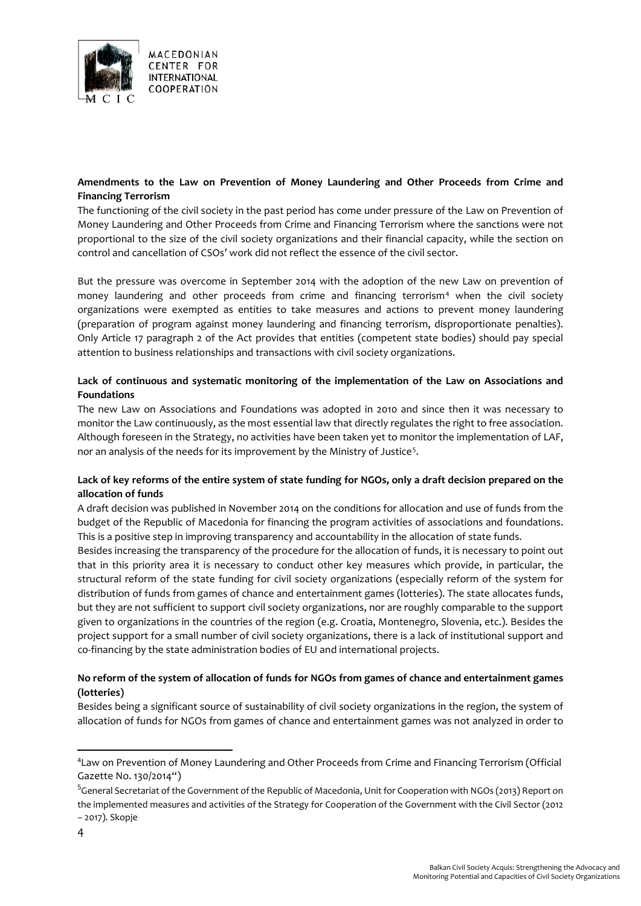**Amendments to the Law on Prevention of Money Laundering and Other Proceeds from Crime and Financing Terrorism**

The functioning of the civil society in the past period has come under pressure of the Law on Prevention of Money Laundering and Other Proceeds from Crime and Financing Terrorism where the sanctions were not proportional to the size of the civil society organizations and their financial capacity, while the section on control and cancellation of CSOs' work did not reflect the essence of the civil sector.

But the pressure was overcome in September 2014 with the adoption of the new Law on prevention of money laundering and other proceeds from crime and financing terrorism[4] when the civil society organizations were exempted as entities to take measures and actions to prevent money laundering (preparation of program against money laundering and financing terrorism, disproportionate penalties). Only Article 17 paragraph 2 of the Act provides that entities (competent state bodies) should pay special attention to business relationships and transactions with civil society organizations.

**Lack of continuous and systematic monitoring of the implementation of the Law on Associations and Foundations**

The new Law on Associations and Foundations was adopted in 2010 and since then it was necessary to monitor the Law continuously, as the most essential law that directly regulates the right to free association. Although foreseen in the Strategy, no activities have been taken yet to monitor the implementation of LAF, nor an analysis of the needs for its improvement by the Ministry of Justice[5].

**Lack of key reforms of the entire system of state funding for NGOs, only a draft decision prepared on the allocation of funds**

A draft decision was published in November 2014 on the conditions for allocation and use of funds from the budget of the Republic of Macedonia for financing the program activities of associations and foundations. This is a positive step in improving transparency and accountability in the allocation of state funds.

Besides increasing the transparency of the procedure for the allocation of funds, it is necessary to point out that in this priority area it is necessary to conduct other key measures which provide, in particular, the structural reform of the state funding for civil society organizations (especially reform of the system for distribution of funds from games of chance and entertainment games (lotteries). The state allocates funds, but they are not sufficient to support civil society organizations, nor are roughly comparable to the support given to organizations in the countries of the region (e.g. Croatia, Montenegro, Slovenia, etc.). Besides the project support for a small number of civil society organizations, there is a lack of institutional support and co-financing by the state administration bodies of EU and international projects.

**No reform of the system of allocation of funds for NGOs from games of chance and entertainment games (lotteries)**

Besides being a significant source of sustainability of civil society organizations in the region, the system of allocation of funds for NGOs from games of chance and entertainment games was not analyzed in order to

---

[4] Law on Prevention of Money Laundering and Other Proceeds from Crime and Financing Terrorism (Official Gazette No. 130/2014")

[5] General Secretariat of the Government of the Republic of Macedonia, Unit for Cooperation with NGOs (2013) Report on the implemented measures and activities of the Strategy for Cooperation of the Government with the Civil Sector (2012 – 2017). Skopje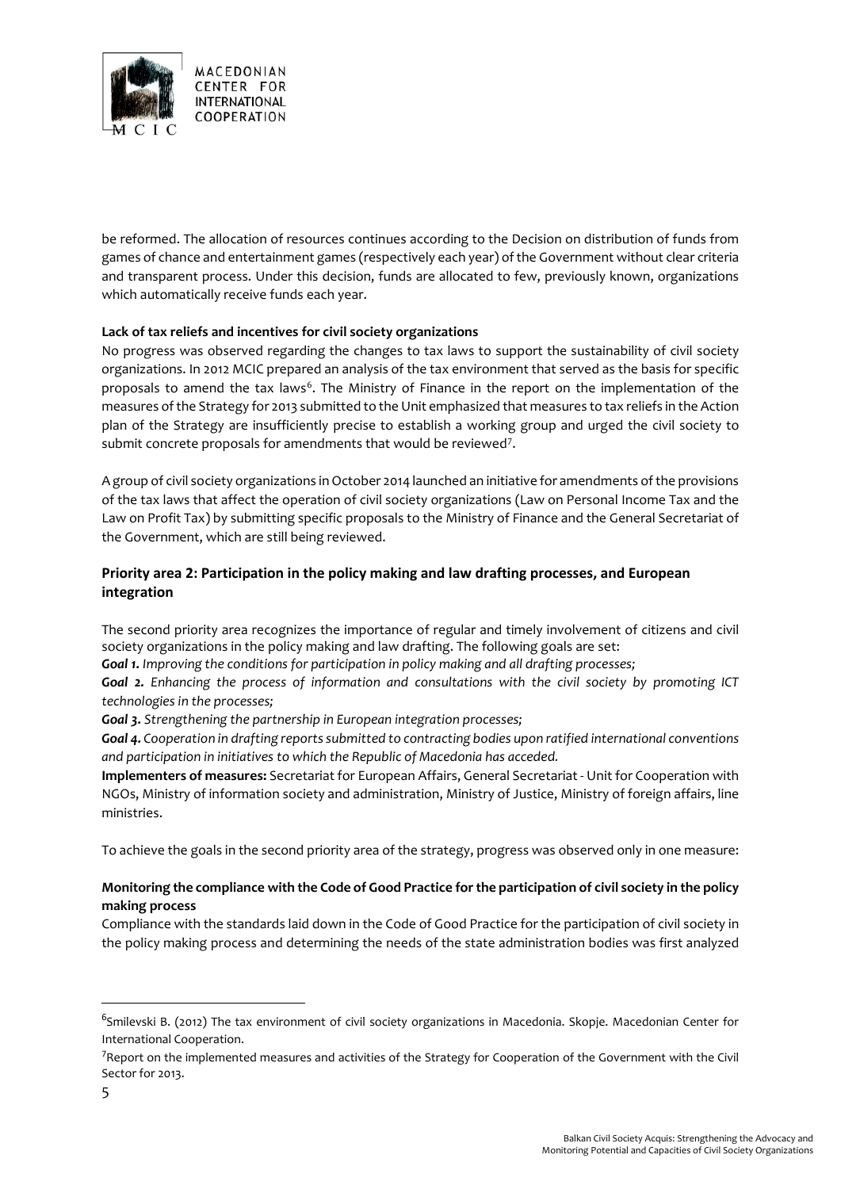be reformed. The allocation of resources continues according to the Decision on distribution of funds from games of chance and entertainment games (respectively each year) of the Government without clear criteria and transparent process. Under this decision, funds are allocated to few, previously known, organizations which automatically receive funds each year.

**Lack of tax reliefs and incentives for civil society organizations**

No progress was observed regarding the changes to tax laws to support the sustainability of civil society organizations. In 2012 MCIC prepared an analysis of the tax environment that served as the basis for specific proposals to amend the tax laws[6]. The Ministry of Finance in the report on the implementation of the measures of the Strategy for 2013 submitted to the Unit emphasized that measures to tax reliefs in the Action plan of the Strategy are insufficiently precise to establish a working group and urged the civil society to submit concrete proposals for amendments that would be reviewed[7].

A group of civil society organizations in October 2014 launched an initiative for amendments of the provisions of the tax laws that affect the operation of civil society organizations (Law on Personal Income Tax and the Law on Profit Tax) by submitting specific proposals to the Ministry of Finance and the General Secretariat of the Government, which are still being reviewed.

### Priority area 2: Participation in the policy making and law drafting processes, and European integration

The second priority area recognizes the importance of regular and timely involvement of citizens and civil society organizations in the policy making and law drafting. The following goals are set:

***Goal 1.*** *Improving the conditions for participation in policy making and all drafting processes;*

***Goal 2.*** *Enhancing the process of information and consultations with the civil society by promoting ICT technologies in the processes;*

***Goal 3.*** *Strengthening the partnership in European integration processes;*

***Goal 4.*** *Cooperation in drafting reports submitted to contracting bodies upon ratified international conventions and participation in initiatives to which the Republic of Macedonia has acceded.*

**Implementers of measures:** Secretariat for European Affairs, General Secretariat - Unit for Cooperation with NGOs, Ministry of information society and administration, Ministry of Justice, Ministry of foreign affairs, line ministries.

To achieve the goals in the second priority area of the strategy, progress was observed only in one measure:

**Monitoring the compliance with the Code of Good Practice for the participation of civil society in the policy making process**

Compliance with the standards laid down in the Code of Good Practice for the participation of civil society in the policy making process and determining the needs of the state administration bodies was first analyzed

---

[6] Smilevski B. (2012) The tax environment of civil society organizations in Macedonia. Skopje. Macedonian Center for International Cooperation.

[7] Report on the implemented measures and activities of the Strategy for Cooperation of the Government with the Civil Sector for 2013.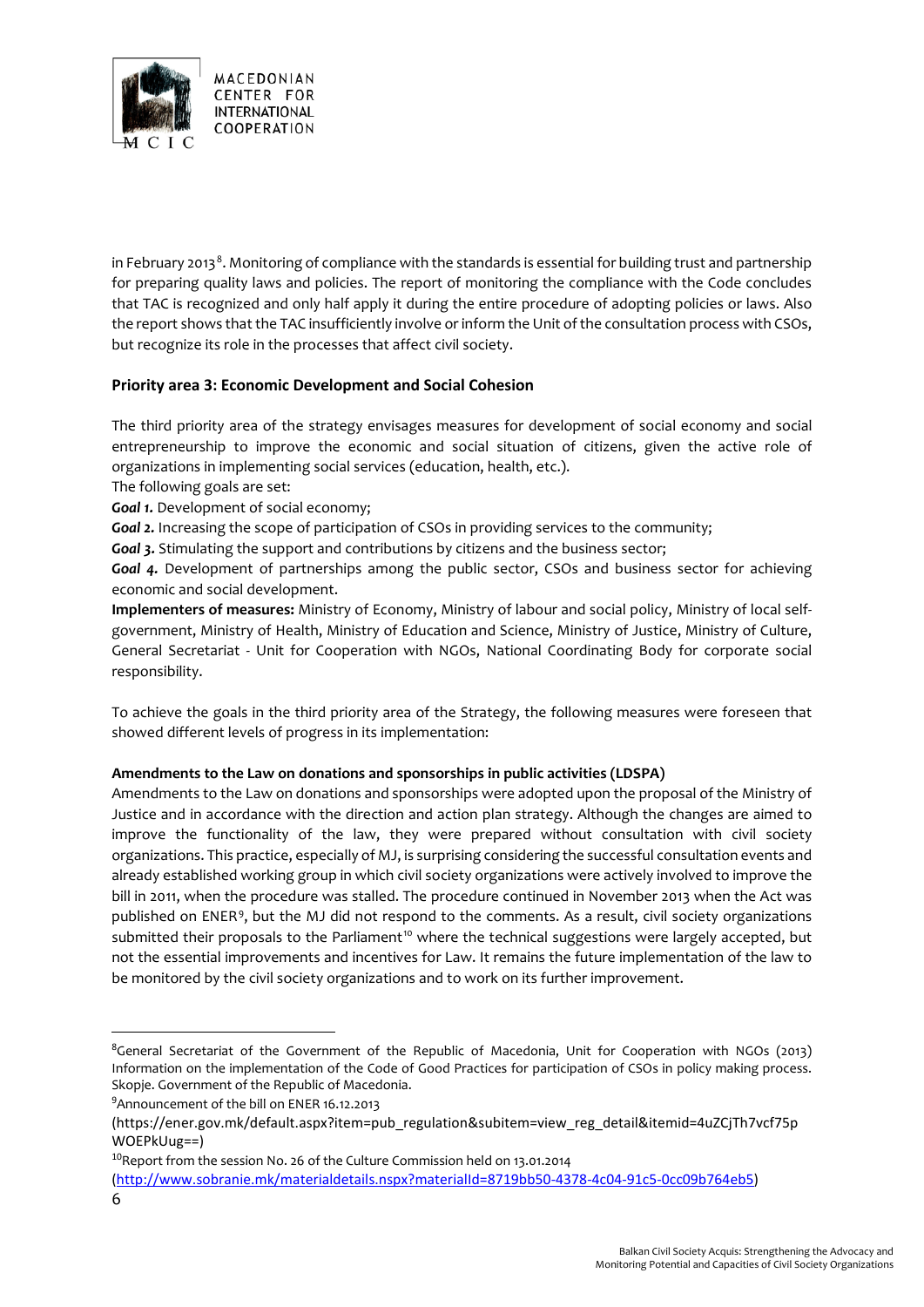in February 2013[8]. Monitoring of compliance with the standards is essential for building trust and partnership for preparing quality laws and policies. The report of monitoring the compliance with the Code concludes that TAC is recognized and only half apply it during the entire procedure of adopting policies or laws. Also the report shows that the TAC insufficiently involve or inform the Unit of the consultation process with CSOs, but recognize its role in the processes that affect civil society.

**Priority area 3: Economic Development and Social Cohesion**

The third priority area of the strategy envisages measures for development of social economy and social entrepreneurship to improve the economic and social situation of citizens, given the active role of organizations in implementing social services (education, health, etc.).

The following goals are set:

***Goal 1.*** Development of social economy;

***Goal 2.*** Increasing the scope of participation of CSOs in providing services to the community;

***Goal 3.*** Stimulating the support and contributions by citizens and the business sector;

***Goal 4.*** Development of partnerships among the public sector, CSOs and business sector for achieving economic and social development.

**Implementers of measures:** Ministry of Economy, Ministry of labour and social policy, Ministry of local self-government, Ministry of Health, Ministry of Education and Science, Ministry of Justice, Ministry of Culture, General Secretariat - Unit for Cooperation with NGOs, National Coordinating Body for corporate social responsibility.

To achieve the goals in the third priority area of the Strategy, the following measures were foreseen that showed different levels of progress in its implementation:

**Amendments to the Law on donations and sponsorships in public activities (LDSPA)**

Amendments to the Law on donations and sponsorships were adopted upon the proposal of the Ministry of Justice and in accordance with the direction and action plan strategy. Although the changes are aimed to improve the functionality of the law, they were prepared without consultation with civil society organizations. This practice, especially of MJ, is surprising considering the successful consultation events and already established working group in which civil society organizations were actively involved to improve the bill in 2011, when the procedure was stalled. The procedure continued in November 2013 when the Act was published on ENER[9], but the MJ did not respond to the comments. As a result, civil society organizations submitted their proposals to the Parliament[10] where the technical suggestions were largely accepted, but not the essential improvements and incentives for Law. It remains the future implementation of the law to be monitored by the civil society organizations and to work on its further improvement.

---

[8] General Secretariat of the Government of the Republic of Macedonia, Unit for Cooperation with NGOs (2013) Information on the implementation of the Code of Good Practices for participation of CSOs in policy making process. Skopje. Government of the Republic of Macedonia.

[9] Announcement of the bill on ENER 16.12.2013 (https://ener.gov.mk/default.aspx?item=pub_regulation&subitem=view_reg_detail&itemid=4uZCjTh7vcf75pWOEPkUug==)

[10] Report from the session No. 26 of the Culture Commission held on 13.01.2014 (http://www.sobranie.mk/materialdetails.nspx?materialId=8719bb50-4378-4c04-91c5-0cc09b764eb5)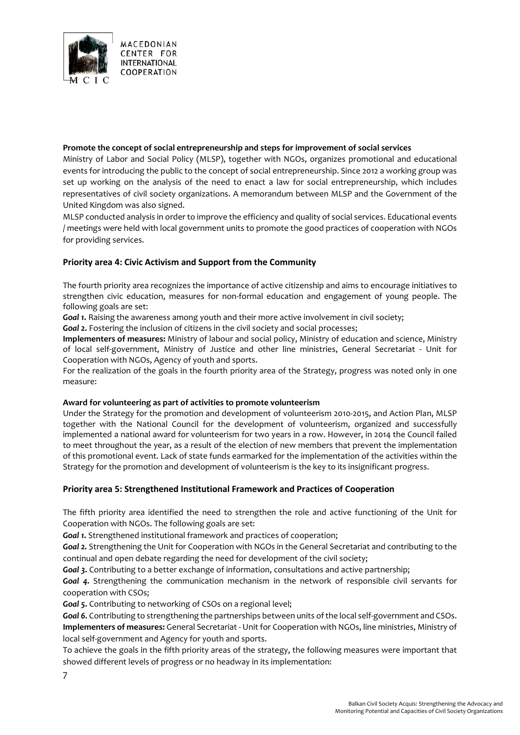**Promote the concept of social entrepreneurship and steps for improvement of social services**

Ministry of Labor and Social Policy (MLSP), together with NGOs, organizes promotional and educational events for introducing the public to the concept of social entrepreneurship. Since 2012 a working group was set up working on the analysis of the need to enact a law for social entrepreneurship, which includes representatives of civil society organizations. A memorandum between MLSP and the Government of the United Kingdom was also signed.

MLSP conducted analysis in order to improve the efficiency and quality of social services. Educational events / meetings were held with local government units to promote the good practices of cooperation with NGOs for providing services.

### Priority area 4: Civic Activism and Support from the Community

The fourth priority area recognizes the importance of active citizenship and aims to encourage initiatives to strengthen civic education, measures for non-formal education and engagement of young people. The following goals are set:

***Goal 1.*** Raising the awareness among youth and their more active involvement in civil society;

***Goal 2.*** Fostering the inclusion of citizens in the civil society and social processes;

**Implementers of measures:** Ministry of labour and social policy, Ministry of education and science, Ministry of local self-government, Ministry of Justice and other line ministries, General Secretariat - Unit for Cooperation with NGOs, Agency of youth and sports.

For the realization of the goals in the fourth priority area of the Strategy, progress was noted only in one measure:

**Award for volunteering as part of activities to promote volunteerism**

Under the Strategy for the promotion and development of volunteerism 2010-2015, and Action Plan, MLSP together with the National Council for the development of volunteerism, organized and successfully implemented a national award for volunteerism for two years in a row. However, in 2014 the Council failed to meet throughout the year, as a result of the election of new members that prevent the implementation of this promotional event. Lack of state funds earmarked for the implementation of the activities within the Strategy for the promotion and development of volunteerism is the key to its insignificant progress.

### Priority area 5: Strengthened Institutional Framework and Practices of Cooperation

The fifth priority area identified the need to strengthen the role and active functioning of the Unit for Cooperation with NGOs. The following goals are set:

***Goal 1.*** Strengthened institutional framework and practices of cooperation;

***Goal 2.*** Strengthening the Unit for Cooperation with NGOs in the General Secretariat and contributing to the continual and open debate regarding the need for development of the civil society;

***Goal 3.*** Contributing to a better exchange of information, consultations and active partnership;

***Goal 4.*** Strengthening the communication mechanism in the network of responsible civil servants for cooperation with CSOs;

***Goal 5.*** Contributing to networking of CSOs on a regional level;

***Goal 6.*** Contributing to strengthening the partnerships between units of the local self-government and CSOs.

**Implementers of measures:** General Secretariat - Unit for Cooperation with NGOs, line ministries, Ministry of local self-government and Agency for youth and sports.

To achieve the goals in the fifth priority areas of the strategy, the following measures were important that showed different levels of progress or no headway in its implementation: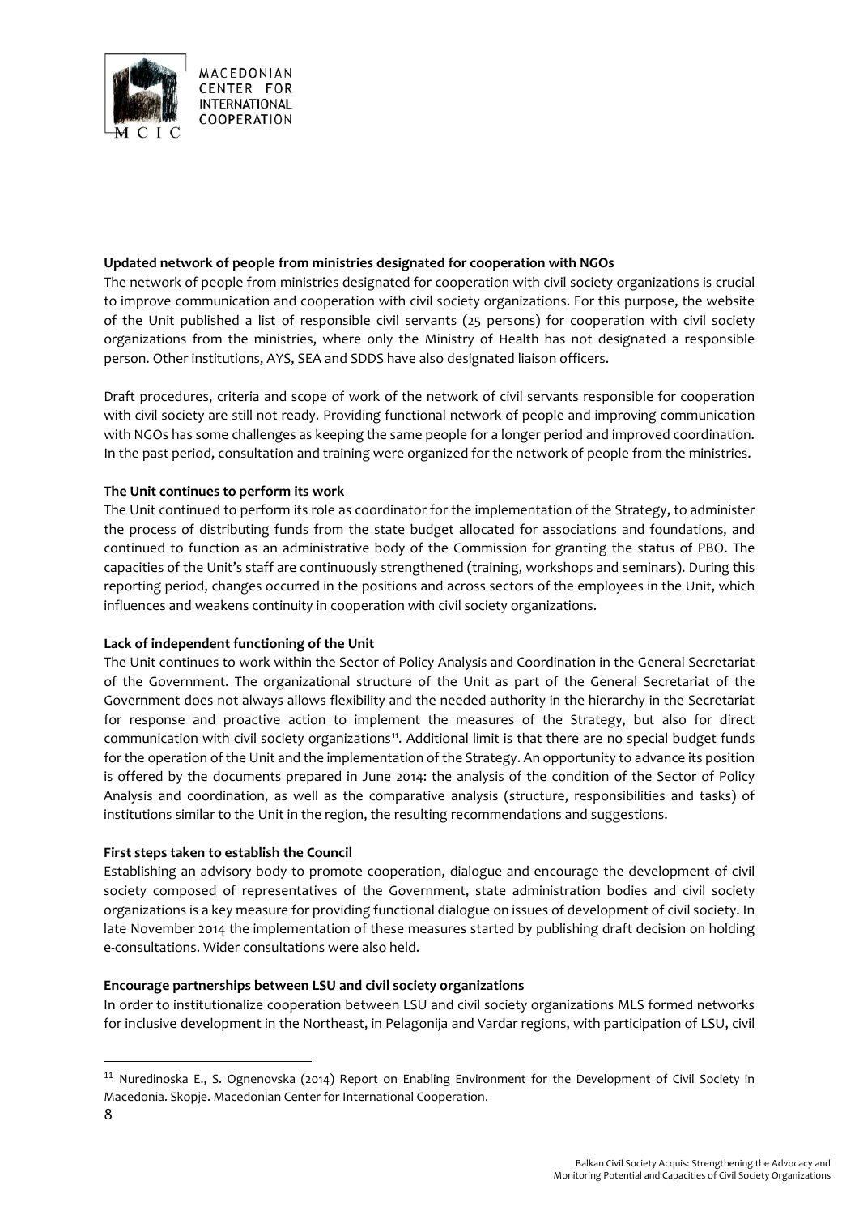**Updated network of people from ministries designated for cooperation with NGOs**

The network of people from ministries designated for cooperation with civil society organizations is crucial to improve communication and cooperation with civil society organizations. For this purpose, the website of the Unit published a list of responsible civil servants (25 persons) for cooperation with civil society organizations from the ministries, where only the Ministry of Health has not designated a responsible person. Other institutions, AYS, SEA and SDDS have also designated liaison officers.

Draft procedures, criteria and scope of work of the network of civil servants responsible for cooperation with civil society are still not ready. Providing functional network of people and improving communication with NGOs has some challenges as keeping the same people for a longer period and improved coordination. In the past period, consultation and training were organized for the network of people from the ministries.

**The Unit continues to perform its work**

The Unit continued to perform its role as coordinator for the implementation of the Strategy, to administer the process of distributing funds from the state budget allocated for associations and foundations, and continued to function as an administrative body of the Commission for granting the status of PBO. The capacities of the Unit's staff are continuously strengthened (training, workshops and seminars). During this reporting period, changes occurred in the positions and across sectors of the employees in the Unit, which influences and weakens continuity in cooperation with civil society organizations.

**Lack of independent functioning of the Unit**

The Unit continues to work within the Sector of Policy Analysis and Coordination in the General Secretariat of the Government. The organizational structure of the Unit as part of the General Secretariat of the Government does not always allows flexibility and the needed authority in the hierarchy in the Secretariat for response and proactive action to implement the measures of the Strategy, but also for direct communication with civil society organizations[11]. Additional limit is that there are no special budget funds for the operation of the Unit and the implementation of the Strategy. An opportunity to advance its position is offered by the documents prepared in June 2014: the analysis of the condition of the Sector of Policy Analysis and coordination, as well as the comparative analysis (structure, responsibilities and tasks) of institutions similar to the Unit in the region, the resulting recommendations and suggestions.

**First steps taken to establish the Council**

Establishing an advisory body to promote cooperation, dialogue and encourage the development of civil society composed of representatives of the Government, state administration bodies and civil society organizations is a key measure for providing functional dialogue on issues of development of civil society. In late November 2014 the implementation of these measures started by publishing draft decision on holding e-consultations. Wider consultations were also held.

**Encourage partnerships between LSU and civil society organizations**

In order to institutionalize cooperation between LSU and civil society organizations MLS formed networks for inclusive development in the Northeast, in Pelagonija and Vardar regions, with participation of LSU, civil

---

[11] Nuredinoska E., S. Ognenovska (2014) Report on Enabling Environment for the Development of Civil Society in Macedonia. Skopje. Macedonian Center for International Cooperation.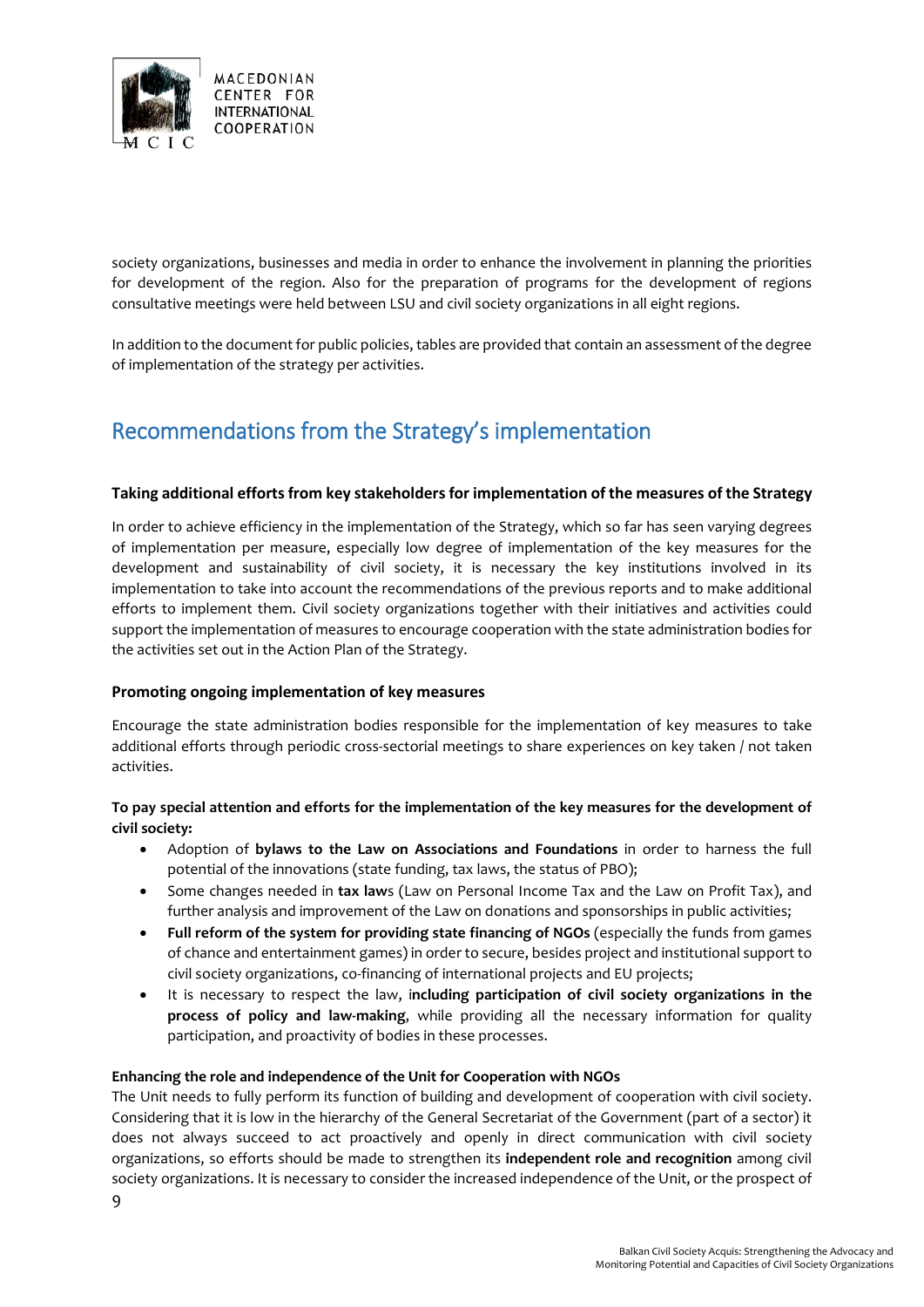society organizations, businesses and media in order to enhance the involvement in planning the priorities for development of the region. Also for the preparation of programs for the development of regions consultative meetings were held between LSU and civil society organizations in all eight regions.

In addition to the document for public policies, tables are provided that contain an assessment of the degree of implementation of the strategy per activities.

## Recommendations from the Strategy's implementation

**Taking additional efforts from key stakeholders for implementation of the measures of the Strategy**

In order to achieve efficiency in the implementation of the Strategy, which so far has seen varying degrees of implementation per measure, especially low degree of implementation of the key measures for the development and sustainability of civil society, it is necessary the key institutions involved in its implementation to take into account the recommendations of the previous reports and to make additional efforts to implement them. Civil society organizations together with their initiatives and activities could support the implementation of measures to encourage cooperation with the state administration bodies for the activities set out in the Action Plan of the Strategy.

**Promoting ongoing implementation of key measures**

Encourage the state administration bodies responsible for the implementation of key measures to take additional efforts through periodic cross-sectorial meetings to share experiences on key taken / not taken activities.

**To pay special attention and efforts for the implementation of the key measures for the development of civil society:**

- Adoption of **bylaws to the Law on Associations and Foundations** in order to harness the full potential of the innovations (state funding, tax laws, the status of PBO);
- Some changes needed in **tax law**s (Law on Personal Income Tax and the Law on Profit Tax), and further analysis and improvement of the Law on donations and sponsorships in public activities;
- **Full reform of the system for providing state financing of NGOs** (especially the funds from games of chance and entertainment games) in order to secure, besides project and institutional support to civil society organizations, co-financing of international projects and EU projects;
- It is necessary to respect the law, i**ncluding participation of civil society organizations in the process of policy and law-making**, while providing all the necessary information for quality participation, and proactivity of bodies in these processes.

**Enhancing the role and independence of the Unit for Cooperation with NGOs**

The Unit needs to fully perform its function of building and development of cooperation with civil society. Considering that it is low in the hierarchy of the General Secretariat of the Government (part of a sector) it does not always succeed to act proactively and openly in direct communication with civil society organizations, so efforts should be made to strengthen its **independent role and recognition** among civil society organizations. It is necessary to consider the increased independence of the Unit, or the prospect of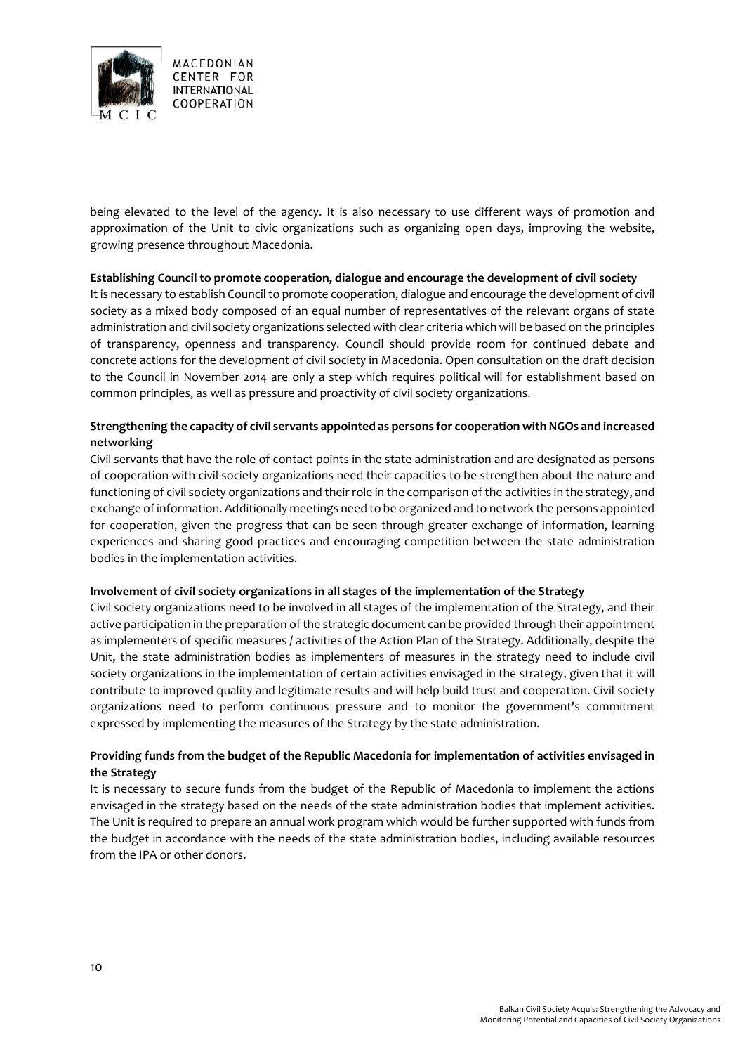being elevated to the level of the agency. It is also necessary to use different ways of promotion and approximation of the Unit to civic organizations such as organizing open days, improving the website, growing presence throughout Macedonia.

**Establishing Council to promote cooperation, dialogue and encourage the development of civil society**

It is necessary to establish Council to promote cooperation, dialogue and encourage the development of civil society as a mixed body composed of an equal number of representatives of the relevant organs of state administration and civil society organizations selected with clear criteria which will be based on the principles of transparency, openness and transparency. Council should provide room for continued debate and concrete actions for the development of civil society in Macedonia. Open consultation on the draft decision to the Council in November 2014 are only a step which requires political will for establishment based on common principles, as well as pressure and proactivity of civil society organizations.

**Strengthening the capacity of civil servants appointed as persons for cooperation with NGOs and increased networking**

Civil servants that have the role of contact points in the state administration and are designated as persons of cooperation with civil society organizations need their capacities to be strengthen about the nature and functioning of civil society organizations and their role in the comparison of the activities in the strategy, and exchange of information. Additionally meetings need to be organized and to network the persons appointed for cooperation, given the progress that can be seen through greater exchange of information, learning experiences and sharing good practices and encouraging competition between the state administration bodies in the implementation activities.

**Involvement of civil society organizations in all stages of the implementation of the Strategy**

Civil society organizations need to be involved in all stages of the implementation of the Strategy, and their active participation in the preparation of the strategic document can be provided through their appointment as implementers of specific measures / activities of the Action Plan of the Strategy. Additionally, despite the Unit, the state administration bodies as implementers of measures in the strategy need to include civil society organizations in the implementation of certain activities envisaged in the strategy, given that it will contribute to improved quality and legitimate results and will help build trust and cooperation. Civil society organizations need to perform continuous pressure and to monitor the government's commitment expressed by implementing the measures of the Strategy by the state administration.

**Providing funds from the budget of the Republic Macedonia for implementation of activities envisaged in the Strategy**

It is necessary to secure funds from the budget of the Republic of Macedonia to implement the actions envisaged in the strategy based on the needs of the state administration bodies that implement activities. The Unit is required to prepare an annual work program which would be further supported with funds from the budget in accordance with the needs of the state administration bodies, including available resources from the IPA or other donors.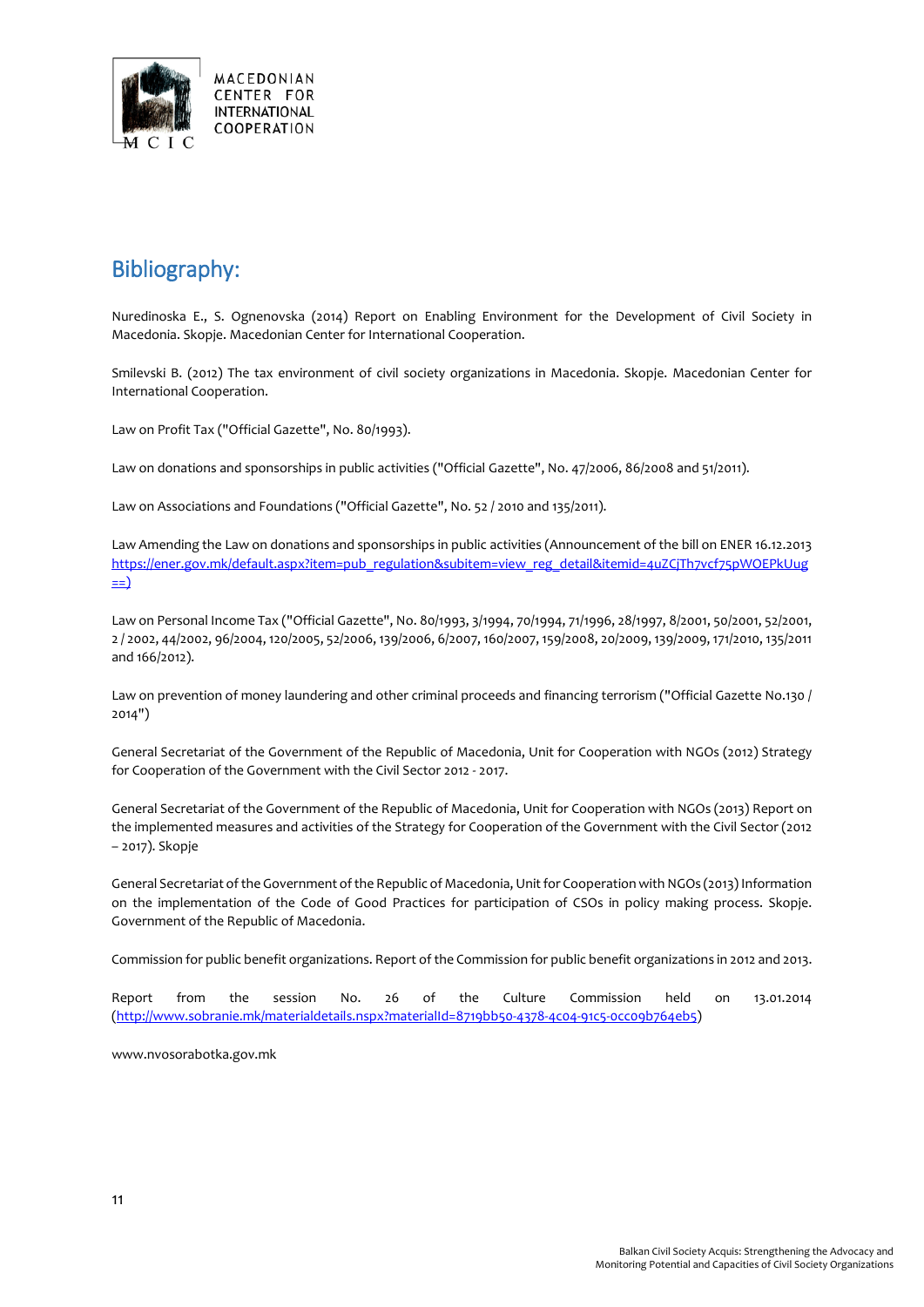## Bibliography:

Nuredinoska E., S. Ognenovska (2014) Report on Enabling Environment for the Development of Civil Society in Macedonia. Skopje. Macedonian Center for International Cooperation.

Smilevski B. (2012) The tax environment of civil society organizations in Macedonia. Skopje. Macedonian Center for International Cooperation.

Law on Profit Tax ("Official Gazette", No. 80/1993).

Law on donations and sponsorships in public activities ("Official Gazette", No. 47/2006, 86/2008 and 51/2011).

Law on Associations and Foundations ("Official Gazette", No. 52 / 2010 and 135/2011).

Law Amending the Law on donations and sponsorships in public activities (Announcement of the bill on ENER 16.12.2013 https://ener.gov.mk/default.aspx?item=pub_regulation&subitem=view_reg_detail&itemid=4uZCjTh7vcf75pWOEPkUug==)

Law on Personal Income Tax ("Official Gazette", No. 80/1993, 3/1994, 70/1994, 71/1996, 28/1997, 8/2001, 50/2001, 52/2001, 2 / 2002, 44/2002, 96/2004, 120/2005, 52/2006, 139/2006, 6/2007, 160/2007, 159/2008, 20/2009, 139/2009, 171/2010, 135/2011 and 166/2012).

Law on prevention of money laundering and other criminal proceeds and financing terrorism ("Official Gazette No.130 / 2014")

General Secretariat of the Government of the Republic of Macedonia, Unit for Cooperation with NGOs (2012) Strategy for Cooperation of the Government with the Civil Sector 2012 - 2017.

General Secretariat of the Government of the Republic of Macedonia, Unit for Cooperation with NGOs (2013) Report on the implemented measures and activities of the Strategy for Cooperation of the Government with the Civil Sector (2012 – 2017). Skopje

General Secretariat of the Government of the Republic of Macedonia, Unit for Cooperation with NGOs (2013) Information on the implementation of the Code of Good Practices for participation of CSOs in policy making process. Skopje. Government of the Republic of Macedonia.

Commission for public benefit organizations. Report of the Commission for public benefit organizations in 2012 and 2013.

Report from the session No. 26 of the Culture Commission held on 13.01.2014 (http://www.sobranie.mk/materialdetails.nspx?materialId=8719bb50-4378-4c04-91c5-0cc09b764eb5)

www.nvosorabotka.gov.mk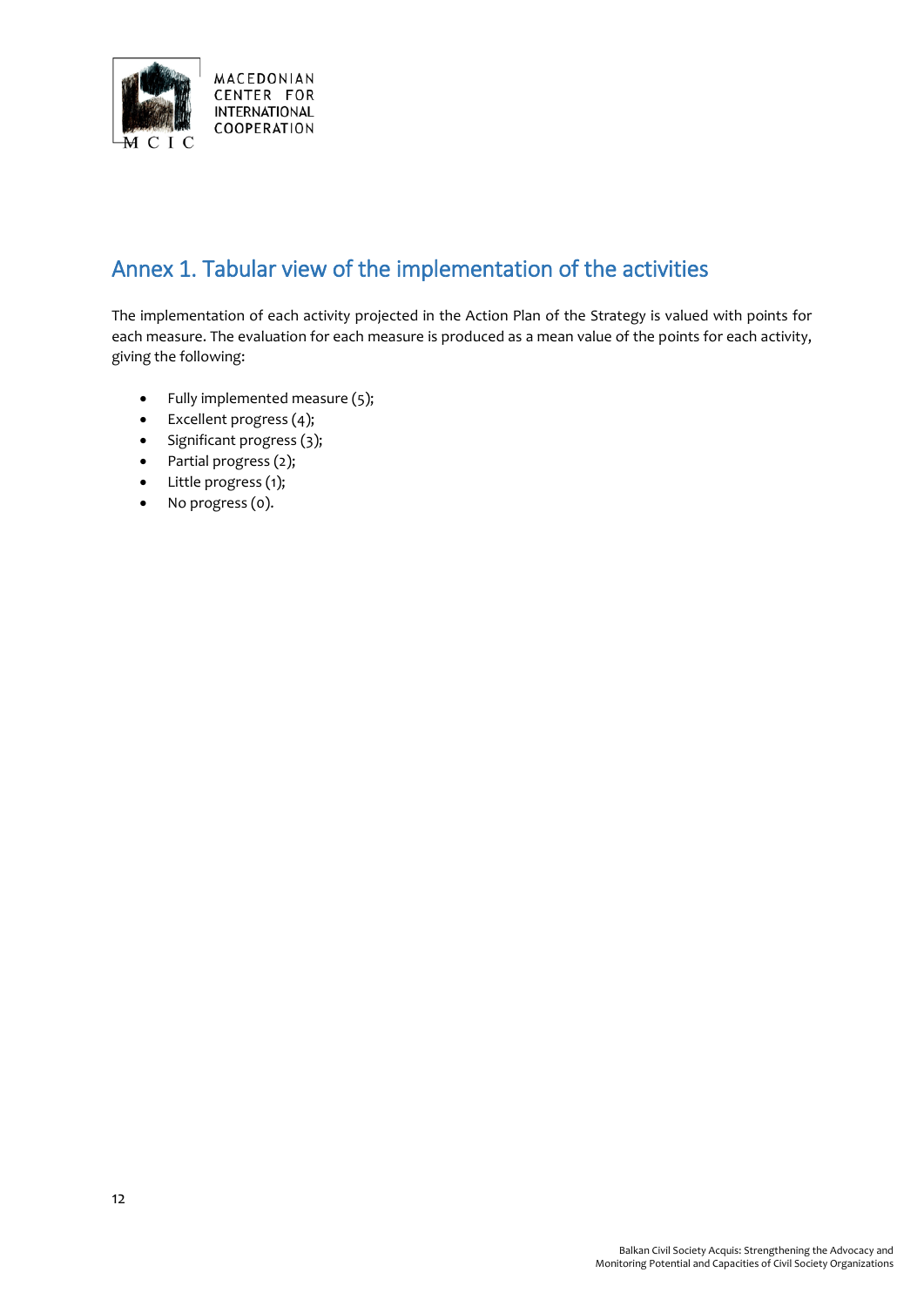## Annex 1. Tabular view of the implementation of the activities

The implementation of each activity projected in the Action Plan of the Strategy is valued with points for each measure. The evaluation for each measure is produced as a mean value of the points for each activity, giving the following:

- Fully implemented measure (5);
- Excellent progress (4);
- Significant progress (3);
- Partial progress (2);
- Little progress (1);
- No progress (0).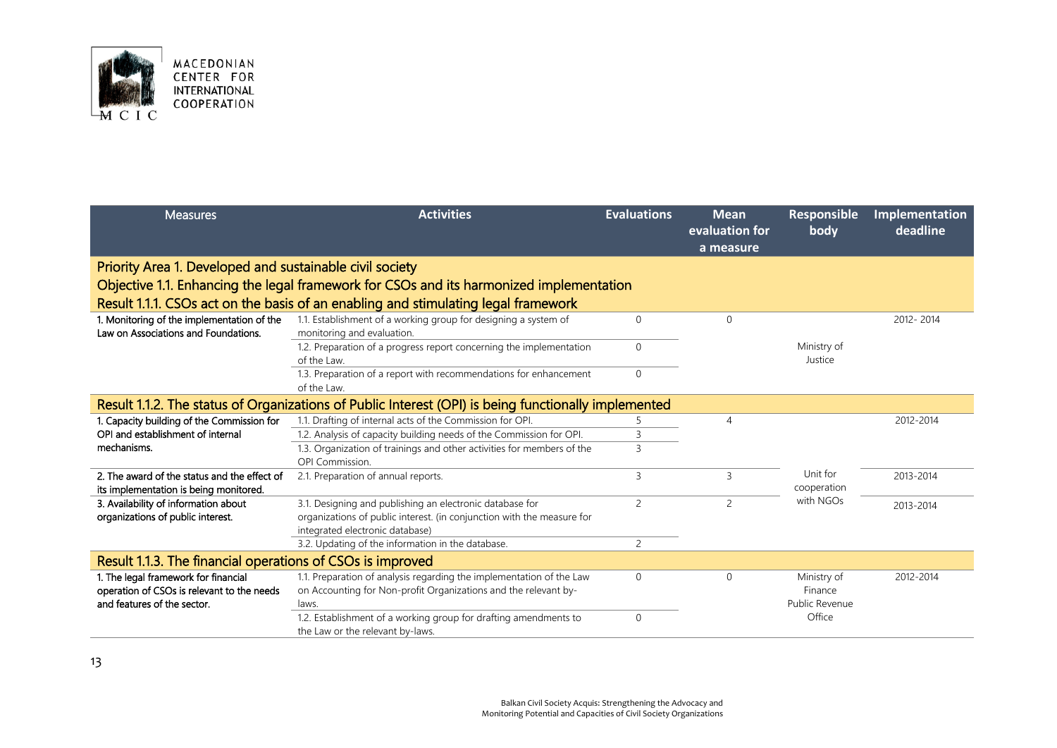| Measures | Activities | Evaluations | Mean evaluation for a measure | Responsible body | Implementation deadline |
|---|---|---|---|---|---|
| **Priority Area 1. Developed and sustainable civil society** | | | | | |
| **Objective 1.1. Enhancing the legal framework for CSOs and its harmonized implementation** | | | | | |
| **Result 1.1.1. CSOs act on the basis of an enabling and stimulating legal framework** | | | | | |
| 1. Monitoring of the implementation of the Law on Associations and Foundations. | 1.1. Establishment of a working group for designing a system of monitoring and evaluation. | 0 | 0 | Ministry of Justice | 2012- 2014 |
| | 1.2. Preparation of a progress report concerning the implementation of the Law. | 0 | | | |
| | 1.3. Preparation of a report with recommendations for enhancement of the Law. | 0 | | | |
| **Result 1.1.2. The status of Organizations of Public Interest (OPI) is being functionally implemented** | | | | | |
| 1. Capacity building of the Commission for OPI and establishment of internal mechanisms. | 1.1. Drafting of internal acts of the Commission for OPI. | 5 | 4 | Unit for cooperation with NGOs | 2012-2014 |
| | 1.2. Analysis of capacity building needs of the Commission for OPI. | 3 | | | |
| | 1.3. Organization of trainings and other activities for members of the OPI Commission. | 3 | | | |
| 2. The award of the status and the effect of its implementation is being monitored. | 2.1. Preparation of annual reports. | 3 | 3 | | 2013-2014 |
| 3. Availability of information about organizations of public interest. | 3.1. Designing and publishing an electronic database for organizations of public interest. (in conjunction with the measure for integrated electronic database) | 2 | 2 | | 2013-2014 |
| | 3.2. Updating of the information in the database. | 2 | | | |
| **Result 1.1.3. The financial operations of CSOs is improved** | | | | | |
| 1. The legal framework for financial operation of CSOs is relevant to the needs and features of the sector. | 1.1. Preparation of analysis regarding the implementation of the Law on Accounting for Non-profit Organizations and the relevant by-laws. | 0 | 0 | Ministry of Finance Public Revenue Office | 2012-2014 |
| | 1.2. Establishment of a working group for drafting amendments to the Law or the relevant by-laws. | 0 | | | |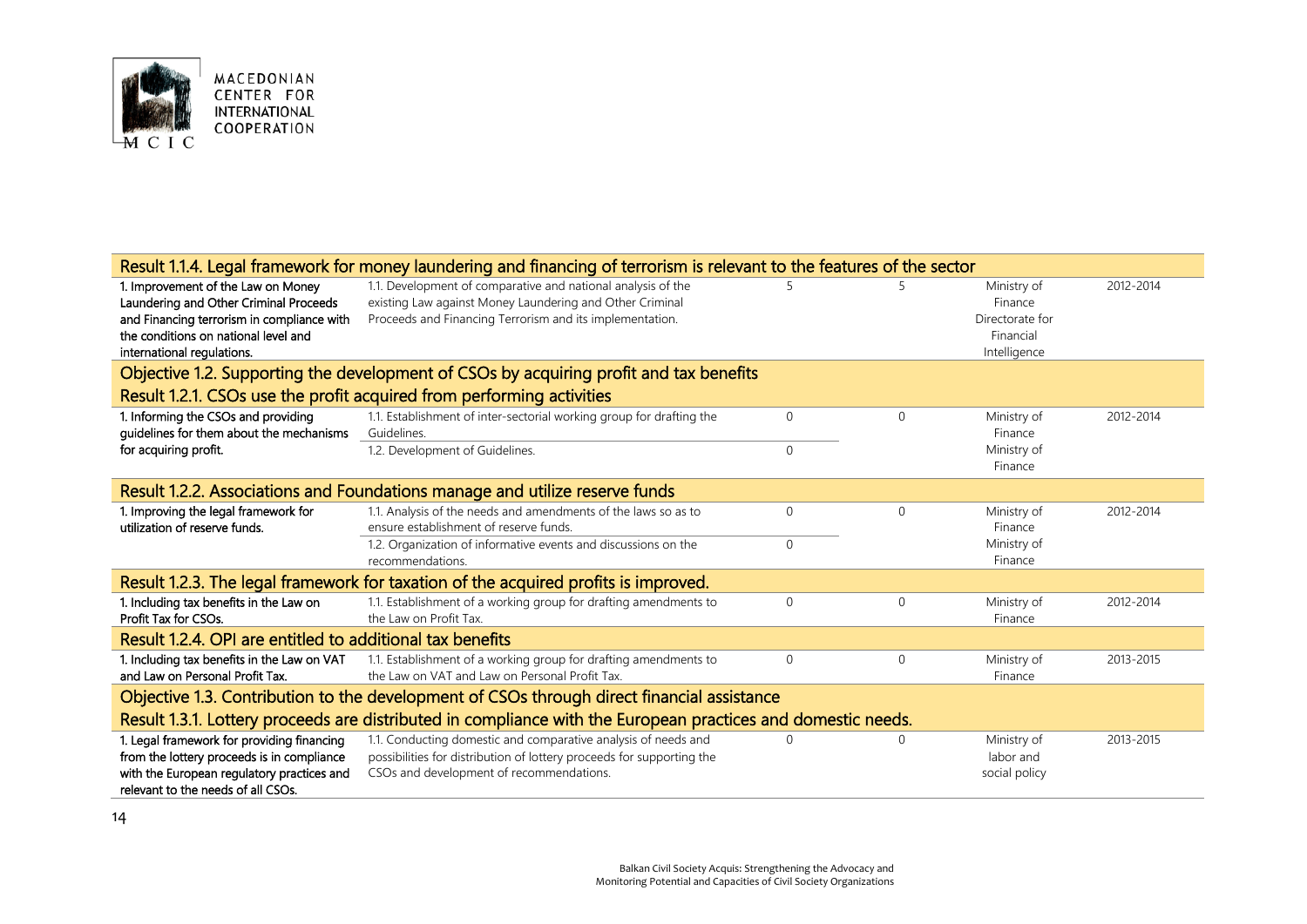| Measure | Activity | | | Responsible institution | Timeframe |
|---|---|---|---|---|---|
| **Result 1.1.4. Legal framework for money laundering and financing of terrorism is relevant to the features of the sector** | | | | | |
| 1. Improvement of the Law on Money Laundering and Other Criminal Proceeds and Financing terrorism in compliance with the conditions on national level and international regulations. | 1.1. Development of comparative and national analysis of the existing Law against Money Laundering and Other Criminal Proceeds and Financing Terrorism and its implementation. | 5 | 5 | Ministry of Finance Directorate for Financial Intelligence | 2012-2014 |
| **Objective 1.2. Supporting the development of CSOs by acquiring profit and tax benefits** | | | | | |
| **Result 1.2.1. CSOs use the profit acquired from performing activities** | | | | | |
| 1. Informing the CSOs and providing guidelines for them about the mechanisms for acquiring profit. | 1.1. Establishment of inter-sectorial working group for drafting the Guidelines. | 0 | 0 | Ministry of Finance | 2012-2014 |
| | 1.2. Development of Guidelines. | 0 | | Ministry of Finance | |
| **Result 1.2.2. Associations and Foundations manage and utilize reserve funds** | | | | | |
| 1. Improving the legal framework for utilization of reserve funds. | 1.1. Analysis of the needs and amendments of the laws so as to ensure establishment of reserve funds. | 0 | 0 | Ministry of Finance | 2012-2014 |
| | 1.2. Organization of informative events and discussions on the recommendations. | 0 | | Ministry of Finance | |
| **Result 1.2.3. The legal framework for taxation of the acquired profits is improved.** | | | | | |
| 1. Including tax benefits in the Law on Profit Tax for CSOs. | 1.1. Establishment of a working group for drafting amendments to the Law on Profit Tax. | 0 | 0 | Ministry of Finance | 2012-2014 |
| **Result 1.2.4. OPI are entitled to additional tax benefits** | | | | | |
| 1. Including tax benefits in the Law on VAT and Law on Personal Profit Tax. | 1.1. Establishment of a working group for drafting amendments to the Law on VAT and Law on Personal Profit Tax. | 0 | 0 | Ministry of Finance | 2013-2015 |
| **Objective 1.3. Contribution to the development of CSOs through direct financial assistance** | | | | | |
| **Result 1.3.1. Lottery proceeds are distributed in compliance with the European practices and domestic needs.** | | | | | |
| 1. Legal framework for providing financing from the lottery proceeds is in compliance with the European regulatory practices and relevant to the needs of all CSOs. | 1.1. Conducting domestic and comparative analysis of needs and possibilities for distribution of lottery proceeds for supporting the CSOs and development of recommendations. | 0 | 0 | Ministry of labor and social policy | 2013-2015 |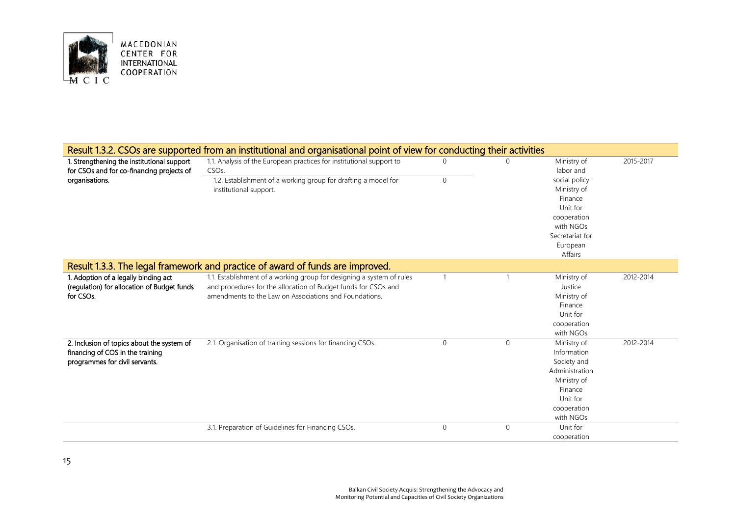| Result 1.3.2. CSOs are supported from an institutional and organisational point of view for conducting their activities | | | | | |
|---|---|---|---|---|---|
| 1. Strengthening the institutional support for CSOs and for co-financing projects of organisations. | 1.1. Analysis of the European practices for institutional support to CSOs. | 0 | 0 | Ministry of labor and social policy Ministry of Finance Unit for cooperation with NGOs Secretariat for European Affairs | 2015-2017 |
| | 1.2. Establishment of a working group for drafting a model for institutional support. | 0 | | | |
| **Result 1.3.3. The legal framework and practice of award of funds are improved.** | | | | | |
| 1. Adoption of a legally binding act (regulation) for allocation of Budget funds for CSOs. | 1.1. Establishment of a working group for designing a system of rules and procedures for the allocation of Budget funds for CSOs and amendments to the Law on Associations and Foundations. | 1 | 1 | Ministry of Justice Ministry of Finance Unit for cooperation with NGOs | 2012-2014 |
| 2. Inclusion of topics about the system of financing of COS in the training programmes for civil servants. | 2.1. Organisation of training sessions for financing CSOs. | 0 | 0 | Ministry of Information Society and Administration Ministry of Finance Unit for cooperation with NGOs | 2012-2014 |
| | 3.1. Preparation of Guidelines for Financing CSOs. | 0 | 0 | Unit for cooperation | |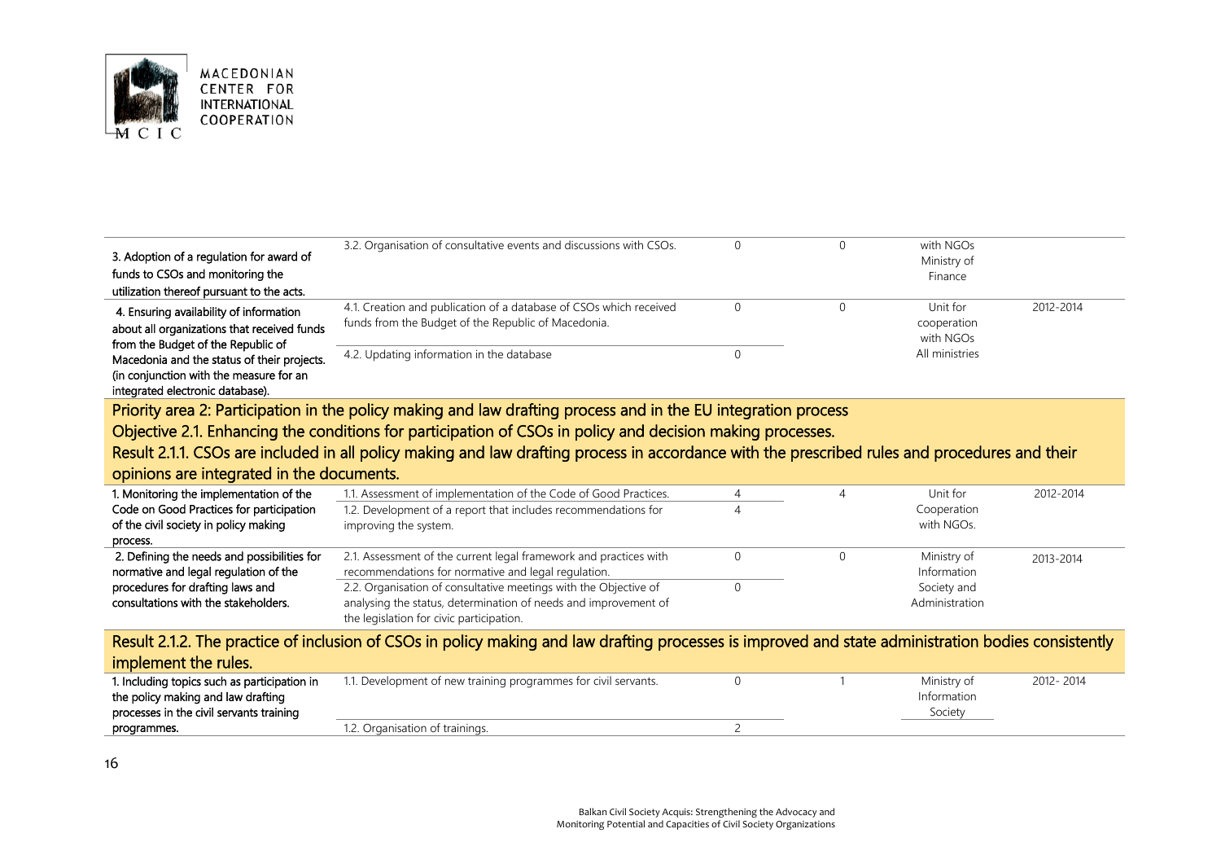| | | | | | |
|---|---|---|---|---|---|
| 3. Adoption of a regulation for award of funds to CSOs and monitoring the utilization thereof pursuant to the acts. | 3.2. Organisation of consultative events and discussions with CSOs. | 0 | 0 | with NGOs Ministry of Finance | |
| 4. Ensuring availability of information about all organizations that received funds from the Budget of the Republic of Macedonia and the status of their projects. (in conjunction with the measure for an integrated electronic database). | 4.1. Creation and publication of a database of CSOs which received funds from the Budget of the Republic of Macedonia. | 0 | 0 | Unit for cooperation with NGOs | 2012-2014 |
| | 4.2. Updating information in the database | 0 | | All ministries | |
| **Priority area 2: Participation in the policy making and law drafting process and in the EU integration process** | | | | | |
| **Objective 2.1. Enhancing the conditions for participation of CSOs in policy and decision making processes.** | | | | | |
| **Result 2.1.1. CSOs are included in all policy making and law drafting process in accordance with the prescribed rules and procedures and their opinions are integrated in the documents.** | | | | | |
| 1. Monitoring the implementation of the Code on Good Practices for participation of the civil society in policy making process. | 1.1. Assessment of implementation of the Code of Good Practices. | 4 | 4 | Unit for Cooperation with NGOs. | 2012-2014 |
| | 1.2. Development of a report that includes recommendations for improving the system. | 4 | | | |
| 2. Defining the needs and possibilities for normative and legal regulation of the procedures for drafting laws and consultations with the stakeholders. | 2.1. Assessment of the current legal framework and practices with recommendations for normative and legal regulation. | 0 | 0 | Ministry of Information Society and Administration | 2013-2014 |
| | 2.2. Organisation of consultative meetings with the Objective of analysing the status, determination of needs and improvement of the legislation for civic participation. | 0 | | | |
| **Result 2.1.2. The practice of inclusion of CSOs in policy making and law drafting processes is improved and state administration bodies consistently implement the rules.** | | | | | |
| 1. Including topics such as participation in the policy making and law drafting processes in the civil servants training programmes. | 1.1. Development of new training programmes for civil servants. | 0 | 1 | Ministry of Information Society | 2012- 2014 |
| | 1.2. Organisation of trainings. | 2 | | | |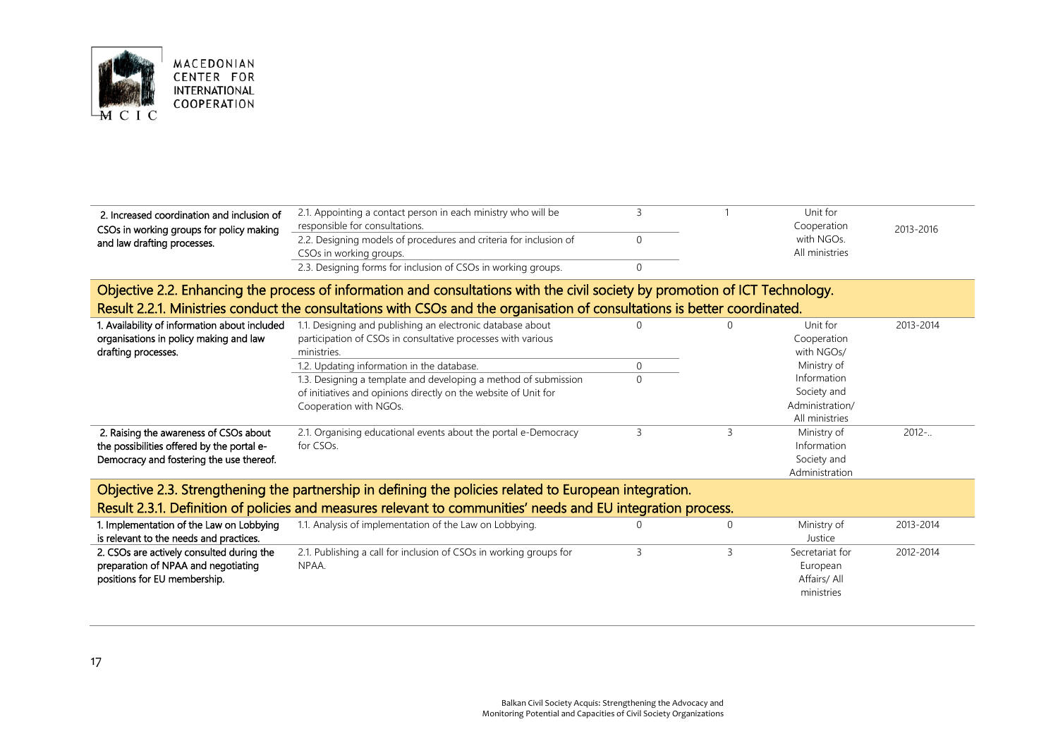| | | | | | |
|---|---|---|---|---|---|
| 2. Increased coordination and inclusion of CSOs in working groups for policy making and law drafting processes. | 2.1. Appointing a contact person in each ministry who will be responsible for consultations. | 3 | 1 | Unit for Cooperation with NGOs. All ministries | 2013-2016 |
| | 2.2. Designing models of procedures and criteria for inclusion of CSOs in working groups. | 0 | | | |
| | 2.3. Designing forms for inclusion of CSOs in working groups. | 0 | | | |
| **Objective 2.2. Enhancing the process of information and consultations with the civil society by promotion of ICT Technology.** | | | | | |
| **Result 2.2.1. Ministries conduct the consultations with CSOs and the organisation of consultations is better coordinated.** | | | | | |
| 1. Availability of information about included organisations in policy making and law drafting processes. | 1.1. Designing and publishing an electronic database about participation of CSOs in consultative processes with various ministries. | 0 | 0 | Unit for Cooperation with NGOs/ Ministry of Information Society and Administration/ All ministries | 2013-2014 |
| | 1.2. Updating information in the database. | 0 | | | |
| | 1.3. Designing a template and developing a method of submission of initiatives and opinions directly on the website of Unit for Cooperation with NGOs. | 0 | | | |
| 2. Raising the awareness of CSOs about the possibilities offered by the portal e-Democracy and fostering the use thereof. | 2.1. Organising educational events about the portal e-Democracy for CSOs. | 3 | 3 | Ministry of Information Society and Administration | 2012-.. |
| **Objective 2.3. Strengthening the partnership in defining the policies related to European integration.** | | | | | |
| **Result 2.3.1. Definition of policies and measures relevant to communities' needs and EU integration process.** | | | | | |
| 1. Implementation of the Law on Lobbying is relevant to the needs and practices. | 1.1. Analysis of implementation of the Law on Lobbying. | 0 | 0 | Ministry of Justice | 2013-2014 |
| 2. CSOs are actively consulted during the preparation of NPAA and negotiating positions for EU membership. | 2.1. Publishing a call for inclusion of CSOs in working groups for NPAA. | 3 | 3 | Secretariat for European Affairs/ All ministries | 2012-2014 |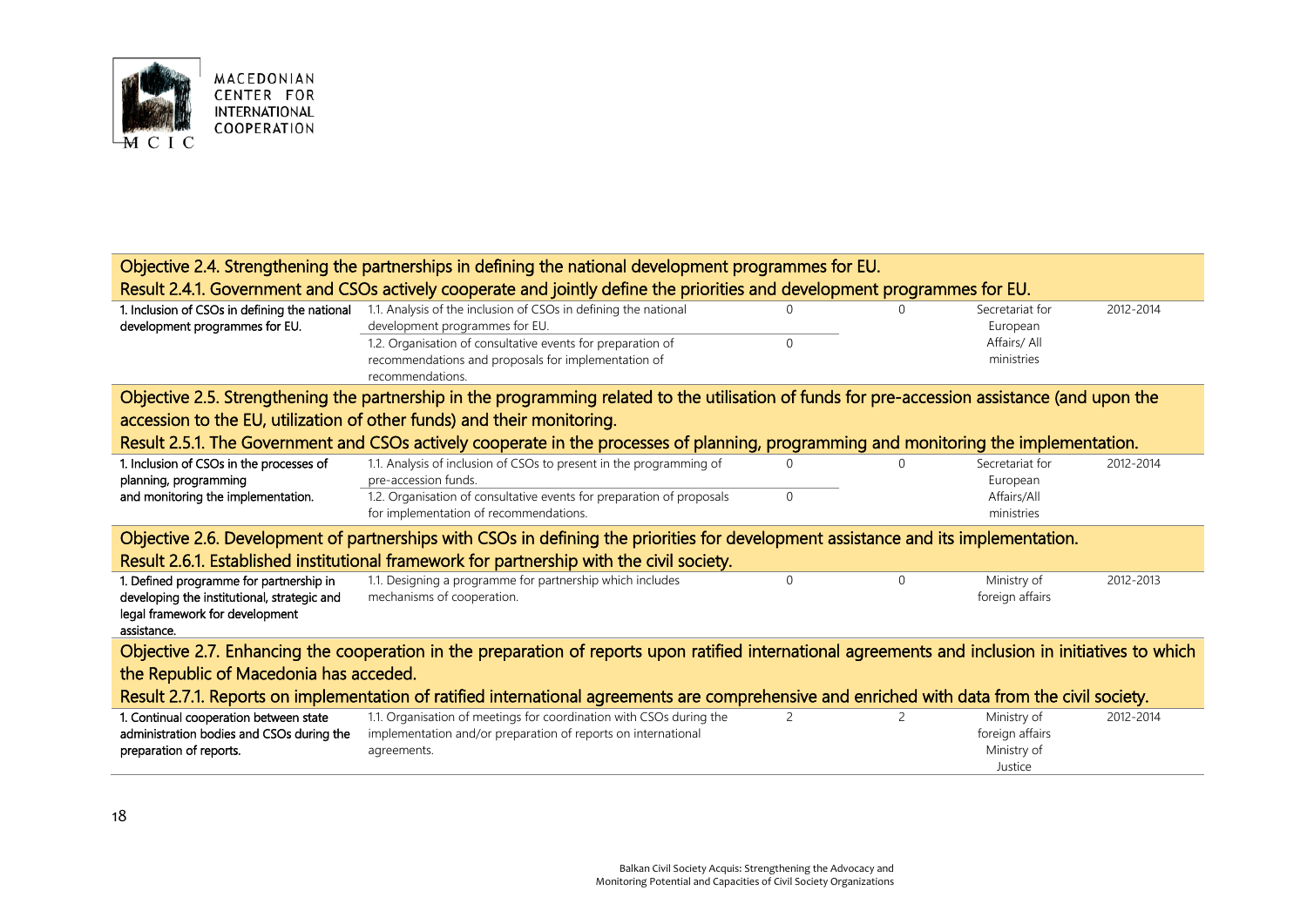| Objective 2.4. Strengthening the partnerships in defining the national development programmes for EU. | | | | | |
|---|---|---|---|---|---|
| **Result 2.4.1. Government and CSOs actively cooperate and jointly define the priorities and development programmes for EU.** | | | | | |
| **1. Inclusion of CSOs in defining the national development programmes for EU.** | 1.1. Analysis of the inclusion of CSOs in defining the national development programmes for EU. | 0 | 0 | Secretariat for European Affairs/ All ministries | 2012-2014 |
| | 1.2. Organisation of consultative events for preparation of recommendations and proposals for implementation of recommendations. | 0 | | | |
| **Objective 2.5. Strengthening the partnership in the programming related to the utilisation of funds for pre-accession assistance (and upon the accession to the EU, utilization of other funds) and their monitoring.** | | | | | |
| **Result 2.5.1. The Government and CSOs actively cooperate in the processes of planning, programming and monitoring the implementation.** | | | | | |
| **1. Inclusion of CSOs in the processes of planning, programming and monitoring the implementation.** | 1.1. Analysis of inclusion of CSOs to present in the programming of pre-accession funds. | 0 | 0 | Secretariat for European Affairs/All ministries | 2012-2014 |
| | 1.2. Organisation of consultative events for preparation of proposals for implementation of recommendations. | 0 | | | |
| **Objective 2.6. Development of partnerships with CSOs in defining the priorities for development assistance and its implementation.** | | | | | |
| **Result 2.6.1. Established institutional framework for partnership with the civil society.** | | | | | |
| **1. Defined programme for partnership in developing the institutional, strategic and legal framework for development assistance.** | 1.1. Designing a programme for partnership which includes mechanisms of cooperation. | 0 | 0 | Ministry of foreign affairs | 2012-2013 |
| **Objective 2.7. Enhancing the cooperation in the preparation of reports upon ratified international agreements and inclusion in initiatives to which the Republic of Macedonia has acceded.** | | | | | |
| **Result 2.7.1. Reports on implementation of ratified international agreements are comprehensive and enriched with data from the civil society.** | | | | | |
| **1. Continual cooperation between state administration bodies and CSOs during the preparation of reports.** | 1.1. Organisation of meetings for coordination with CSOs during the implementation and/or preparation of reports on international agreements. | 2 | 2 | Ministry of foreign affairs Ministry of Justice | 2012-2014 |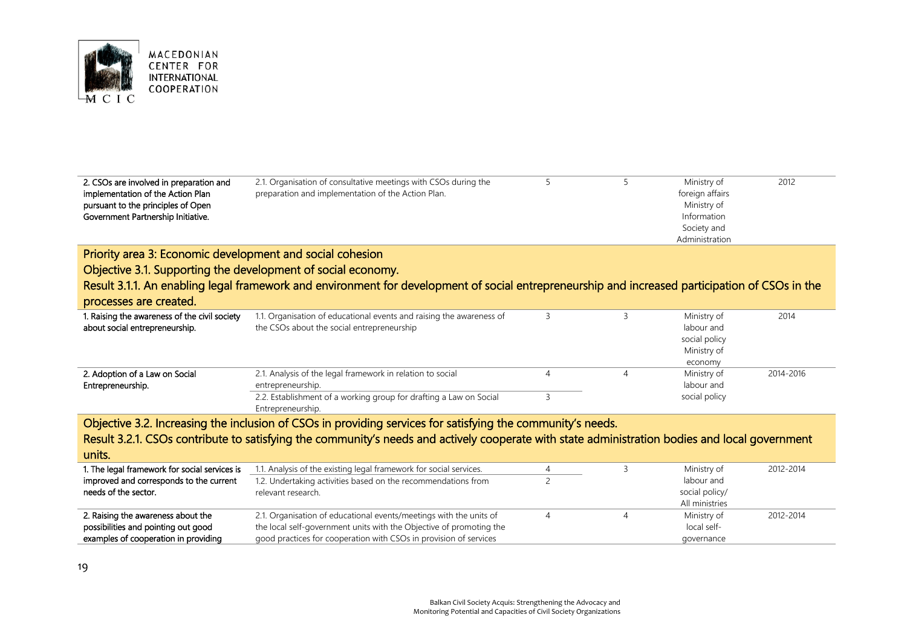| | | | | | |
|---|---|---|---|---|---|
| 2. CSOs are involved in preparation and implementation of the Action Plan pursuant to the principles of Open Government Partnership Initiative. | 2.1. Organisation of consultative meetings with CSOs during the preparation and implementation of the Action Plan. | 5 | 5 | Ministry of foreign affairs Ministry of Information Society and Administration | 2012 |
| **Priority area 3: Economic development and social cohesion** | | | | | |
| **Objective 3.1. Supporting the development of social economy.** | | | | | |
| **Result 3.1.1. An enabling legal framework and environment for development of social entrepreneurship and increased participation of CSOs in the processes are created.** | | | | | |
| 1. Raising the awareness of the civil society about social entrepreneurship. | 1.1. Organisation of educational events and raising the awareness of the CSOs about the social entrepreneurship | 3 | 3 | Ministry of labour and social policy Ministry of economy | 2014 |
| 2. Adoption of a Law on Social Entrepreneurship. | 2.1. Analysis of the legal framework in relation to social entrepreneurship. | 4 | 4 | Ministry of labour and social policy | 2014-2016 |
| | 2.2. Establishment of a working group for drafting a Law on Social Entrepreneurship. | 3 | | | |
| **Objective 3.2. Increasing the inclusion of CSOs in providing services for satisfying the community's needs.** | | | | | |
| **Result 3.2.1. CSOs contribute to satisfying the community's needs and actively cooperate with state administration bodies and local government units.** | | | | | |
| 1. The legal framework for social services is improved and corresponds to the current needs of the sector. | 1.1. Analysis of the existing legal framework for social services. | 4 | 3 | Ministry of labour and social policy/ All ministries | 2012-2014 |
| | 1.2. Undertaking activities based on the recommendations from relevant research. | 2 | | | |
| 2. Raising the awareness about the possibilities and pointing out good examples of cooperation in providing | 2.1. Organisation of educational events/meetings with the units of the local self-government units with the Objective of promoting the good practices for cooperation with CSOs in provision of services | 4 | 4 | Ministry of local self-governance | 2012-2014 |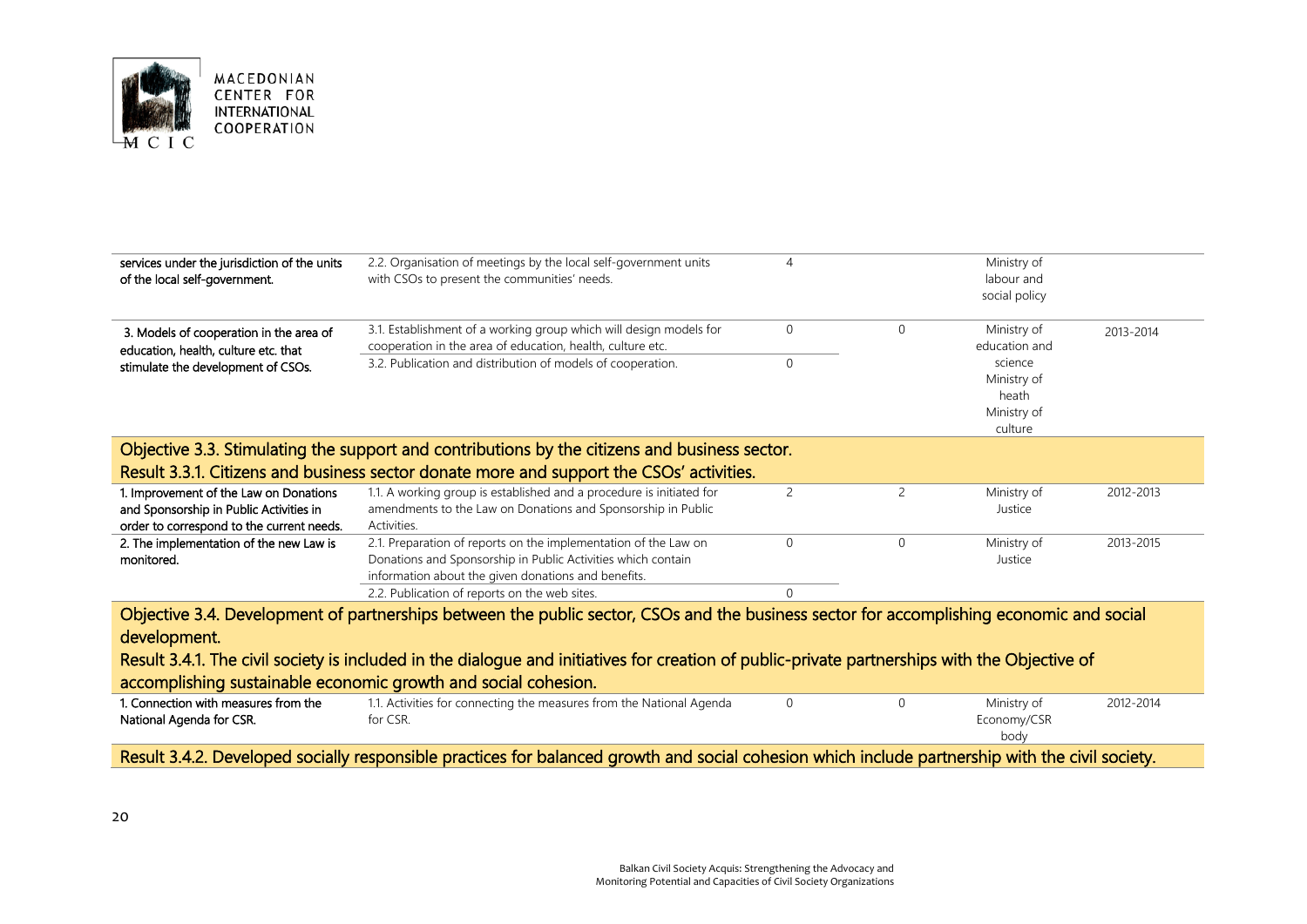| | | | | | |
|---|---|---|---|---|---|
| services under the jurisdiction of the units of the local self-government. | 2.2. Organisation of meetings by the local self-government units with CSOs to present the communities' needs. | 4 | | Ministry of labour and social policy | |
| 3. Models of cooperation in the area of education, health, culture etc. that stimulate the development of CSOs. | 3.1. Establishment of a working group which will design models for cooperation in the area of education, health, culture etc. | 0 | 0 | Ministry of education and science Ministry of heath Ministry of culture | 2013-2014 |
| | 3.2. Publication and distribution of models of cooperation. | 0 | | | |
| **Objective 3.3. Stimulating the support and contributions by the citizens and business sector.** | | | | | |
| **Result 3.3.1. Citizens and business sector donate more and support the CSOs' activities.** | | | | | |
| 1. Improvement of the Law on Donations and Sponsorship in Public Activities in order to correspond to the current needs. | 1.1. A working group is established and a procedure is initiated for amendments to the Law on Donations and Sponsorship in Public Activities. | 2 | 2 | Ministry of Justice | 2012-2013 |
| 2. The implementation of the new Law is monitored. | 2.1. Preparation of reports on the implementation of the Law on Donations and Sponsorship in Public Activities which contain information about the given donations and benefits. | 0 | 0 | Ministry of Justice | 2013-2015 |
| | 2.2. Publication of reports on the web sites. | 0 | | | |
| **Objective 3.4. Development of partnerships between the public sector, CSOs and the business sector for accomplishing economic and social development.** | | | | | |
| **Result 3.4.1. The civil society is included in the dialogue and initiatives for creation of public-private partnerships with the Objective of accomplishing sustainable economic growth and social cohesion.** | | | | | |
| 1. Connection with measures from the National Agenda for CSR. | 1.1. Activities for connecting the measures from the National Agenda for CSR. | 0 | 0 | Ministry of Economy/CSR body | 2012-2014 |
| **Result 3.4.2. Developed socially responsible practices for balanced growth and social cohesion which include partnership with the civil society.** | | | | | |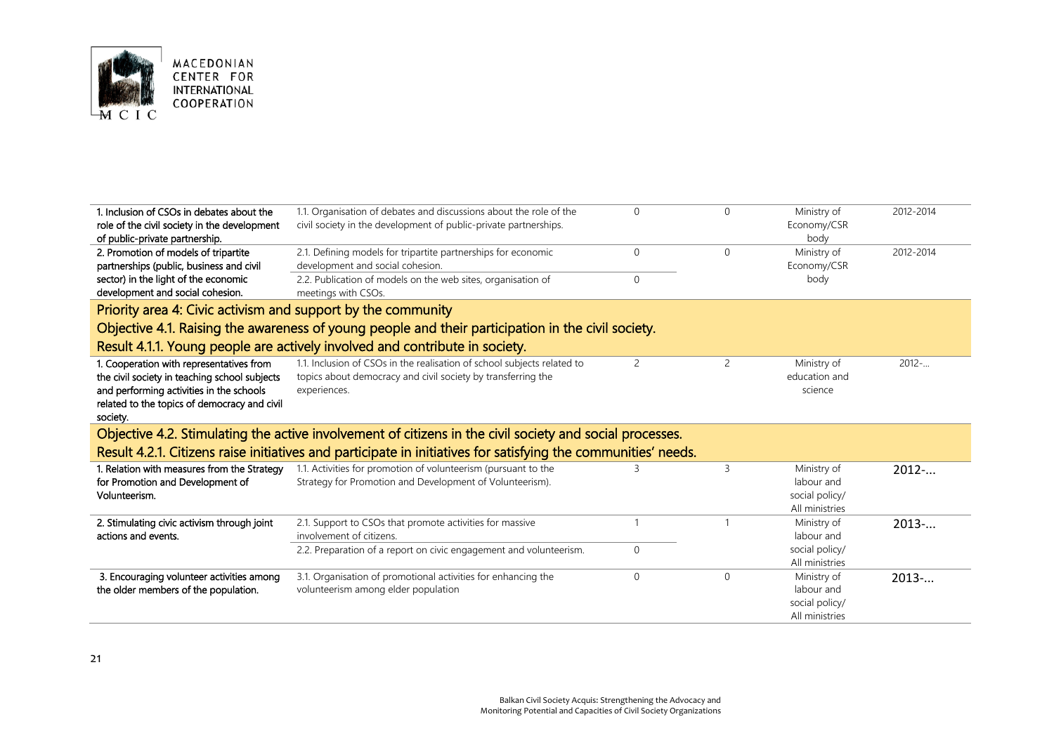| | | | | | |
|---|---|---|---|---|---|
| 1. Inclusion of CSOs in debates about the role of the civil society in the development of public-private partnership. | 1.1. Organisation of debates and discussions about the role of the civil society in the development of public-private partnerships. | 0 | 0 | Ministry of Economy/CSR body | 2012-2014 |
| 2. Promotion of models of tripartite partnerships (public, business and civil sector) in the light of the economic development and social cohesion. | 2.1. Defining models for tripartite partnerships for economic development and social cohesion. | 0 | 0 | Ministry of Economy/CSR body | 2012-2014 |
| | 2.2. Publication of models on the web sites, organisation of meetings with CSOs. | 0 | | | |
| **Priority area 4: Civic activism and support by the community** | | | | | |
| **Objective 4.1. Raising the awareness of young people and their participation in the civil society.** | | | | | |
| **Result 4.1.1. Young people are actively involved and contribute in society.** | | | | | |
| 1. Cooperation with representatives from the civil society in teaching school subjects and performing activities in the schools related to the topics of democracy and civil society. | 1.1. Inclusion of CSOs in the realisation of school subjects related to topics about democracy and civil society by transferring the experiences. | 2 | 2 | Ministry of education and science | 2012-... |
| **Objective 4.2. Stimulating the active involvement of citizens in the civil society and social processes.** | | | | | |
| **Result 4.2.1. Citizens raise initiatives and participate in initiatives for satisfying the communities' needs.** | | | | | |
| 1. Relation with measures from the Strategy for Promotion and Development of Volunteerism. | 1.1. Activities for promotion of volunteerism (pursuant to the Strategy for Promotion and Development of Volunteerism). | 3 | 3 | Ministry of labour and social policy/ All ministries | 2012-... |
| 2. Stimulating civic activism through joint actions and events. | 2.1. Support to CSOs that promote activities for massive involvement of citizens. | 1 | 1 | Ministry of labour and social policy/ All ministries | 2013-... |
| | 2.2. Preparation of a report on civic engagement and volunteerism. | 0 | | | |
| 3. Encouraging volunteer activities among the older members of the population. | 3.1. Organisation of promotional activities for enhancing the volunteerism among elder population | 0 | 0 | Ministry of labour and social policy/ All ministries | 2013-... |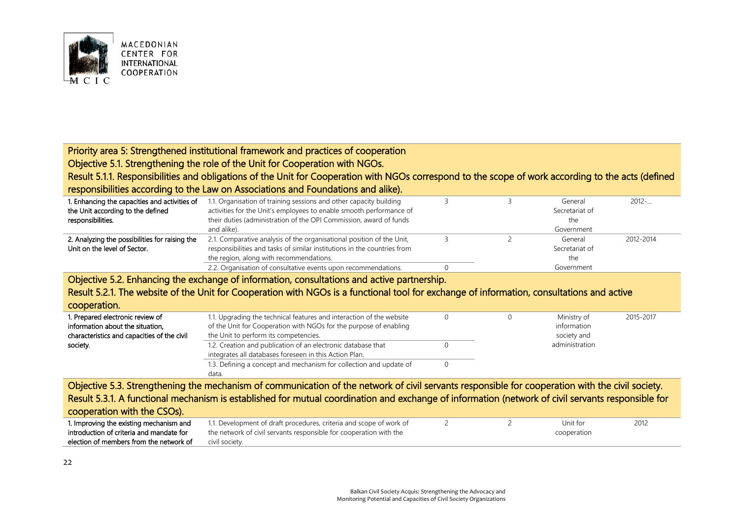| | | | | | |
|---|---|---|---|---|---|
| **Priority area 5: Strengthened institutional framework and practices of cooperation** | | | | | |
| **Objective 5.1. Strengthening the role of the Unit for Cooperation with NGOs.** | | | | | |
| **Result 5.1.1. Responsibilities and obligations of the Unit for Cooperation with NGOs correspond to the scope of work according to the acts (defined responsibilities according to the Law on Associations and Foundations and alike).** | | | | | |
| 1. Enhancing the capacities and activities of the Unit according to the defined responsibilities. | 1.1. Organisation of training sessions and other capacity building activities for the Unit's employees to enable smooth performance of their duties (administration of the OPI Commission, award of funds and alike). | 3 | 3 | General Secretariat of the Government | 2012-... |
| 2. Analyzing the possibilities for raising the Unit on the level of Sector. | 2.1. Comparative analysis of the organisational position of the Unit, responsibilities and tasks of similar institutions in the countries from the region, along with recommendations. | 3 | 2 | General Secretariat of the Government | 2012-2014 |
| | 2.2. Organisation of consultative events upon recommendations. | 0 | | | |
| **Objective 5.2. Enhancing the exchange of information, consultations and active partnership.** | | | | | |
| **Result 5.2.1. The website of the Unit for Cooperation with NGOs is a functional tool for exchange of information, consultations and active cooperation.** | | | | | |
| 1. Prepared electronic review of information about the situation, characteristics and capacities of the civil society. | 1.1. Upgrading the technical features and interaction of the website of the Unit for Cooperation with NGOs for the purpose of enabling the Unit to perform its competencies. | 0 | 0 | Ministry of information society and administration | 2015-2017 |
| | 1.2. Creation and publication of an electronic database that integrates all databases foreseen in this Action Plan. | 0 | | | |
| | 1.3. Defining a concept and mechanism for collection and update of data. | 0 | | | |
| **Objective 5.3. Strengthening the mechanism of communication of the network of civil servants responsible for cooperation with the civil society.** | | | | | |
| **Result 5.3.1. A functional mechanism is established for mutual coordination and exchange of information (network of civil servants responsible for cooperation with the CSOs).** | | | | | |
| 1. Improving the existing mechanism and introduction of criteria and mandate for election of members from the network of | 1.1. Development of draft procedures, criteria and scope of work of the network of civil servants responsible for cooperation with the civil society. | 2 | 2 | Unit for cooperation | 2012 |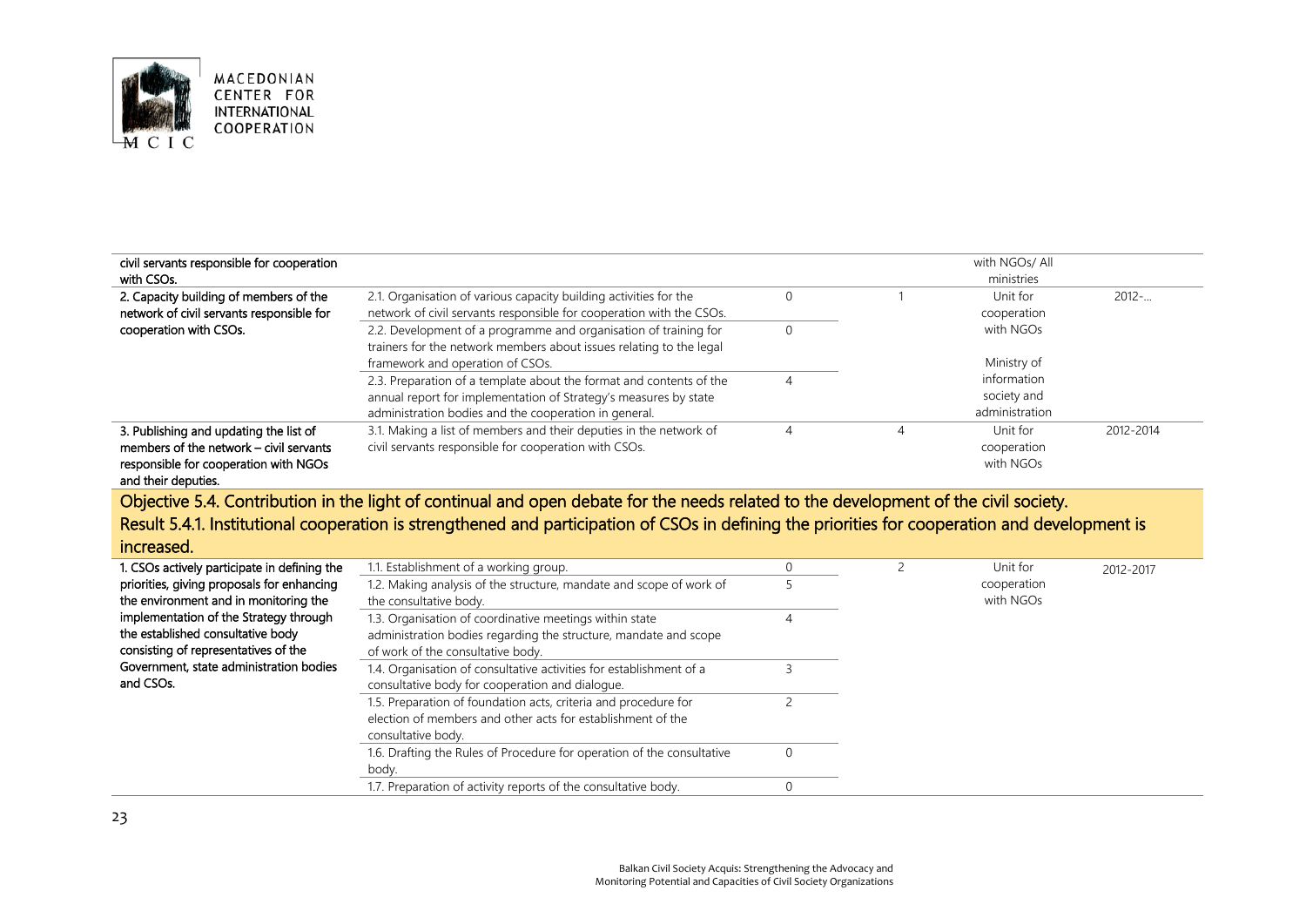| | | | | | |
|---|---|---|---|---|---|
| civil servants responsible for cooperation with CSOs. | | | | with NGOs/ All ministries | |
| 2. Capacity building of members of the network of civil servants responsible for cooperation with CSOs. | 2.1. Organisation of various capacity building activities for the network of civil servants responsible for cooperation with the CSOs. | 0 | 1 | Unit for cooperation with NGOs<br><br>Ministry of information society and administration | 2012-… |
| | 2.2. Development of a programme and organisation of training for trainers for the network members about issues relating to the legal framework and operation of CSOs. | 0 | | | |
| | 2.3. Preparation of a template about the format and contents of the annual report for implementation of Strategy's measures by state administration bodies and the cooperation in general. | 4 | | | |
| 3. Publishing and updating the list of members of the network – civil servants responsible for cooperation with NGOs and their deputies. | 3.1. Making a list of members and their deputies in the network of civil servants responsible for cooperation with CSOs. | 4 | 4 | Unit for cooperation with NGOs | 2012-2014 |

## Objective 5.4. Contribution in the light of continual and open debate for the needs related to the development of the civil society.

## Result 5.4.1. Institutional cooperation is strengthened and participation of CSOs in defining the priorities for cooperation and development is increased.

| | | | | | |
|---|---|---|---|---|---|
| 1. CSOs actively participate in defining the priorities, giving proposals for enhancing the environment and in monitoring the implementation of the Strategy through the established consultative body consisting of representatives of the Government, state administration bodies and CSOs. | 1.1. Establishment of a working group. | 0 | 2 | Unit for cooperation with NGOs | 2012-2017 |
| | 1.2. Making analysis of the structure, mandate and scope of work of the consultative body. | 5 | | | |
| | 1.3. Organisation of coordinative meetings within state administration bodies regarding the structure, mandate and scope of work of the consultative body. | 4 | | | |
| | 1.4. Organisation of consultative activities for establishment of a consultative body for cooperation and dialogue. | 3 | | | |
| | 1.5. Preparation of foundation acts, criteria and procedure for election of members and other acts for establishment of the consultative body. | 2 | | | |
| | 1.6. Drafting the Rules of Procedure for operation of the consultative body. | 0 | | | |
| | 1.7. Preparation of activity reports of the consultative body. | 0 | | | |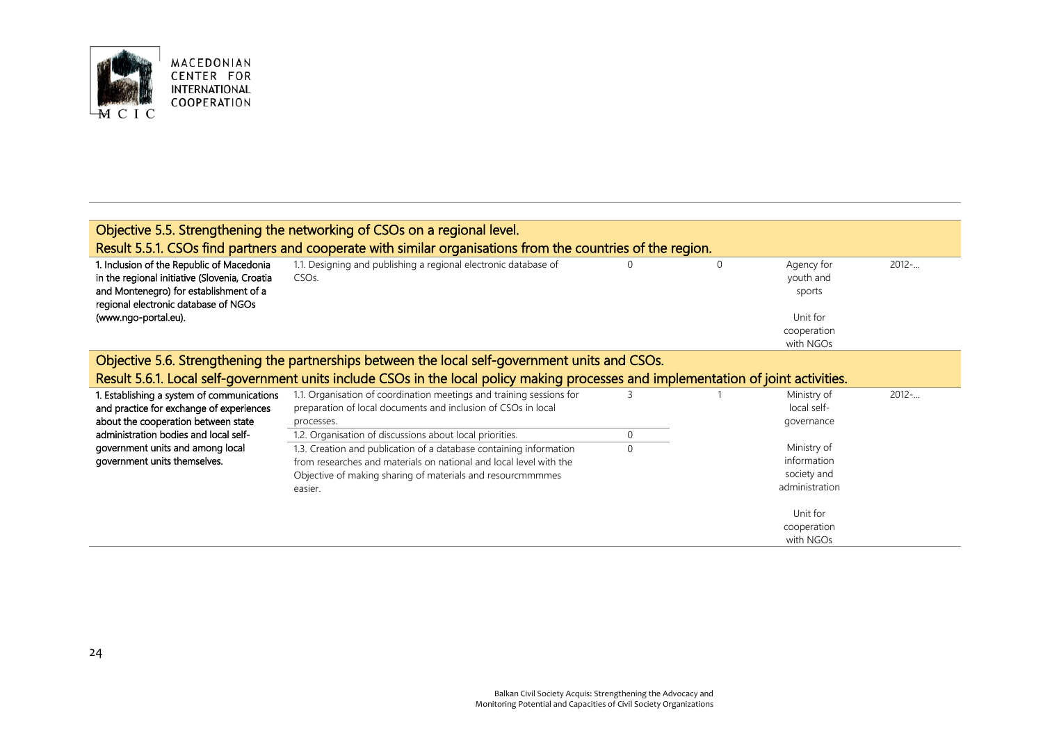| | | | | | |
|---|---|---|---|---|---|
| **Objective 5.5. Strengthening the networking of CSOs on a regional level.** | | | | | |
| **Result 5.5.1. CSOs find partners and cooperate with similar organisations from the countries of the region.** | | | | | |
| 1. Inclusion of the Republic of Macedonia in the regional initiative (Slovenia, Croatia and Montenegro) for establishment of a regional electronic database of NGOs (www.ngo-portal.eu). | 1.1. Designing and publishing a regional electronic database of CSOs. | 0 | 0 | Agency for youth and sports<br><br>Unit for cooperation with NGOs | 2012-... |
| **Objective 5.6. Strengthening the partnerships between the local self-government units and CSOs.** | | | | | |
| **Result 5.6.1. Local self-government units include CSOs in the local policy making processes and implementation of joint activities.** | | | | | |
| 1. Establishing a system of communications and practice for exchange of experiences about the cooperation between state administration bodies and local self-government units and among local government units themselves. | 1.1. Organisation of coordination meetings and training sessions for preparation of local documents and inclusion of CSOs in local processes. | 3 | 1 | Ministry of local self-governance<br><br>Ministry of information society and administration<br><br>Unit for cooperation with NGOs | 2012-... |
| | 1.2. Organisation of discussions about local priorities. | 0 | | | |
| | 1.3. Creation and publication of a database containing information from researches and materials on national and local level with the Objective of making sharing of materials and resourcmmmmes easier. | 0 | | | |